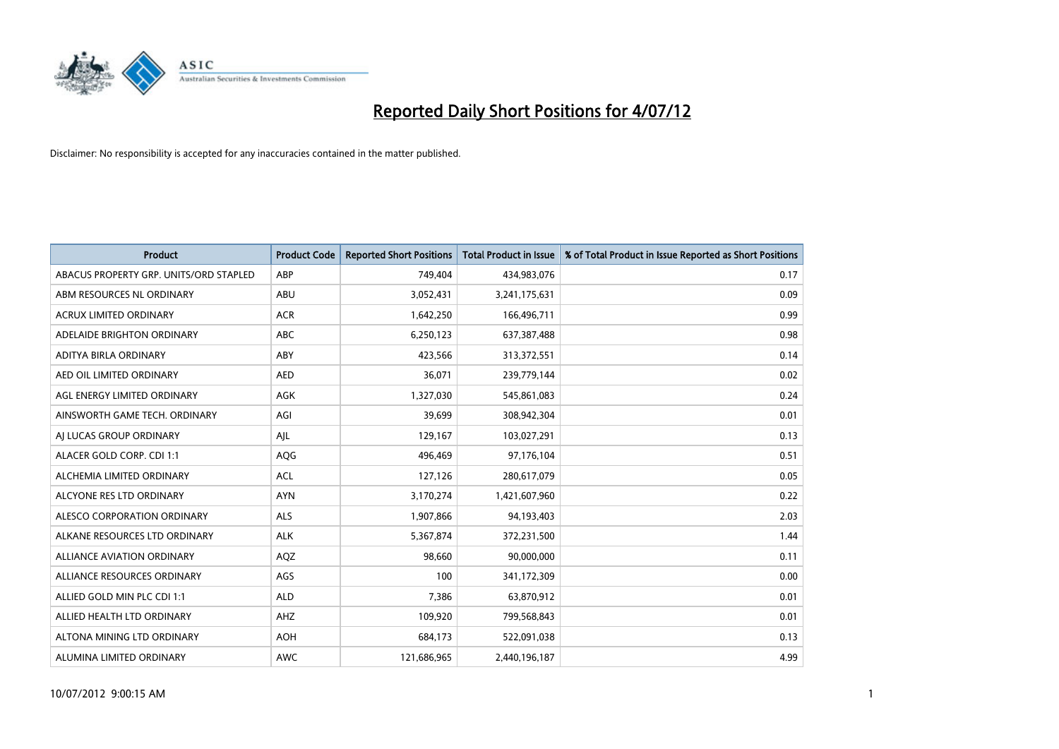# Reported Daily Short Positions for 4/07/12

Disclaimer: No responsibility is accepted for any inaccuracies contained in the matter published.

| Product | Product Code | Reported Short Positions | Total Product in Issue | % of Total Product in Issue Reported as Short Positions |
| --- | --- | --- | --- | --- |
| ABACUS PROPERTY GRP. UNITS/ORD STAPLED | ABP | 749,404 | 434,983,076 | 0.17 |
| ABM RESOURCES NL ORDINARY | ABU | 3,052,431 | 3,241,175,631 | 0.09 |
| ACRUX LIMITED ORDINARY | ACR | 1,642,250 | 166,496,711 | 0.99 |
| ADELAIDE BRIGHTON ORDINARY | ABC | 6,250,123 | 637,387,488 | 0.98 |
| ADITYA BIRLA ORDINARY | ABY | 423,566 | 313,372,551 | 0.14 |
| AED OIL LIMITED ORDINARY | AED | 36,071 | 239,779,144 | 0.02 |
| AGL ENERGY LIMITED ORDINARY | AGK | 1,327,030 | 545,861,083 | 0.24 |
| AINSWORTH GAME TECH. ORDINARY | AGI | 39,699 | 308,942,304 | 0.01 |
| AJ LUCAS GROUP ORDINARY | AJL | 129,167 | 103,027,291 | 0.13 |
| ALACER GOLD CORP. CDI 1:1 | AQG | 496,469 | 97,176,104 | 0.51 |
| ALCHEMIA LIMITED ORDINARY | ACL | 127,126 | 280,617,079 | 0.05 |
| ALCYONE RES LTD ORDINARY | AYN | 3,170,274 | 1,421,607,960 | 0.22 |
| ALESCO CORPORATION ORDINARY | ALS | 1,907,866 | 94,193,403 | 2.03 |
| ALKANE RESOURCES LTD ORDINARY | ALK | 5,367,874 | 372,231,500 | 1.44 |
| ALLIANCE AVIATION ORDINARY | AQZ | 98,660 | 90,000,000 | 0.11 |
| ALLIANCE RESOURCES ORDINARY | AGS | 100 | 341,172,309 | 0.00 |
| ALLIED GOLD MIN PLC CDI 1:1 | ALD | 7,386 | 63,870,912 | 0.01 |
| ALLIED HEALTH LTD ORDINARY | AHZ | 109,920 | 799,568,843 | 0.01 |
| ALTONA MINING LTD ORDINARY | AOH | 684,173 | 522,091,038 | 0.13 |
| ALUMINA LIMITED ORDINARY | AWC | 121,686,965 | 2,440,196,187 | 4.99 |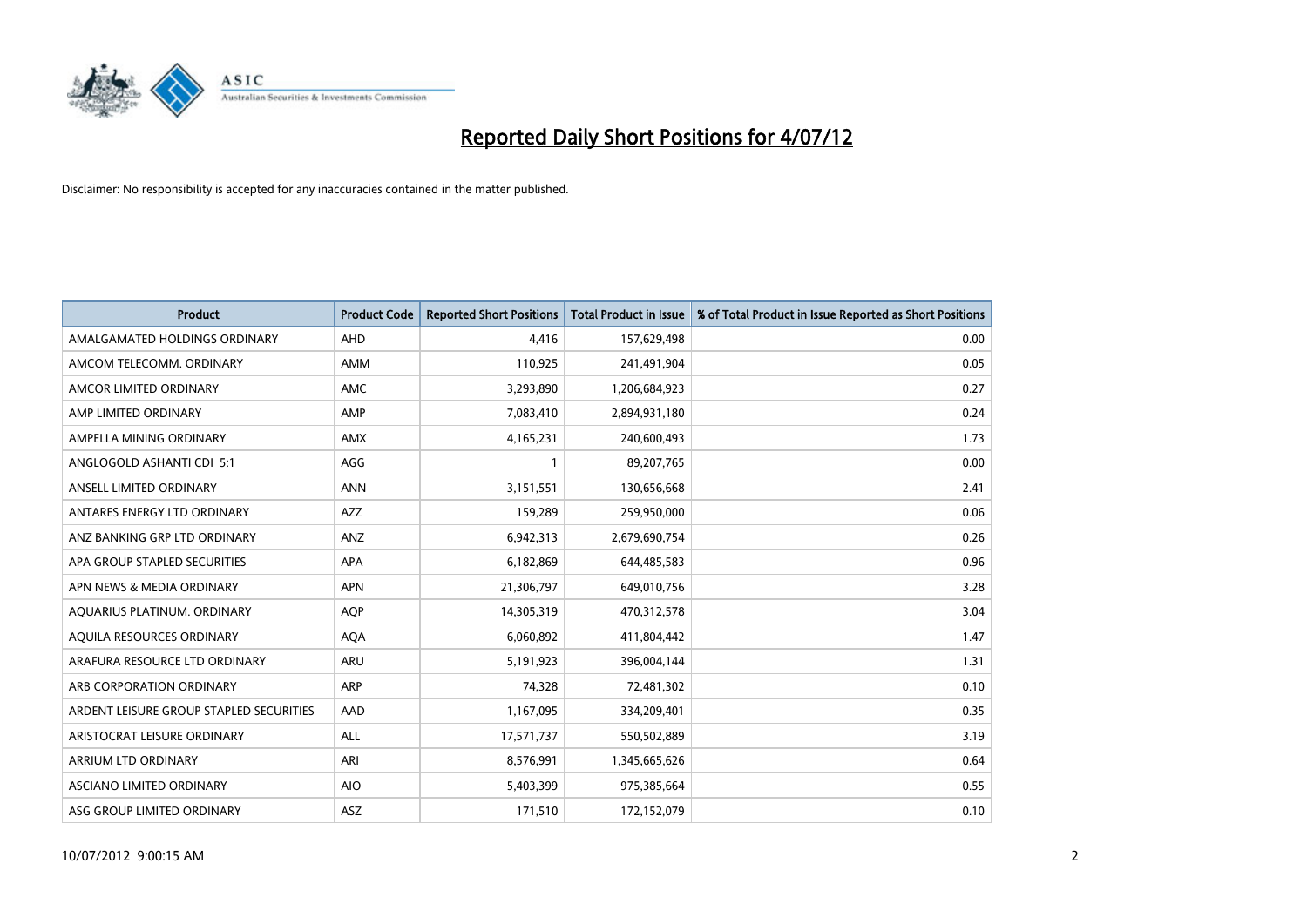# Reported Daily Short Positions for 4/07/12

Disclaimer: No responsibility is accepted for any inaccuracies contained in the matter published.

| Product | Product Code | Reported Short Positions | Total Product in Issue | % of Total Product in Issue Reported as Short Positions |
|---|---|---|---|---|
| AMALGAMATED HOLDINGS ORDINARY | AHD | 4,416 | 157,629,498 | 0.00 |
| AMCOM TELECOMM. ORDINARY | AMM | 110,925 | 241,491,904 | 0.05 |
| AMCOR LIMITED ORDINARY | AMC | 3,293,890 | 1,206,684,923 | 0.27 |
| AMP LIMITED ORDINARY | AMP | 7,083,410 | 2,894,931,180 | 0.24 |
| AMPELLA MINING ORDINARY | AMX | 4,165,231 | 240,600,493 | 1.73 |
| ANGLOGOLD ASHANTI CDI 5:1 | AGG | 1 | 89,207,765 | 0.00 |
| ANSELL LIMITED ORDINARY | ANN | 3,151,551 | 130,656,668 | 2.41 |
| ANTARES ENERGY LTD ORDINARY | AZZ | 159,289 | 259,950,000 | 0.06 |
| ANZ BANKING GRP LTD ORDINARY | ANZ | 6,942,313 | 2,679,690,754 | 0.26 |
| APA GROUP STAPLED SECURITIES | APA | 6,182,869 | 644,485,583 | 0.96 |
| APN NEWS & MEDIA ORDINARY | APN | 21,306,797 | 649,010,756 | 3.28 |
| AQUARIUS PLATINUM. ORDINARY | AQP | 14,305,319 | 470,312,578 | 3.04 |
| AQUILA RESOURCES ORDINARY | AQA | 6,060,892 | 411,804,442 | 1.47 |
| ARAFURA RESOURCE LTD ORDINARY | ARU | 5,191,923 | 396,004,144 | 1.31 |
| ARB CORPORATION ORDINARY | ARP | 74,328 | 72,481,302 | 0.10 |
| ARDENT LEISURE GROUP STAPLED SECURITIES | AAD | 1,167,095 | 334,209,401 | 0.35 |
| ARISTOCRAT LEISURE ORDINARY | ALL | 17,571,737 | 550,502,889 | 3.19 |
| ARRIUM LTD ORDINARY | ARI | 8,576,991 | 1,345,665,626 | 0.64 |
| ASCIANO LIMITED ORDINARY | AIO | 5,403,399 | 975,385,664 | 0.55 |
| ASG GROUP LIMITED ORDINARY | ASZ | 171,510 | 172,152,079 | 0.10 |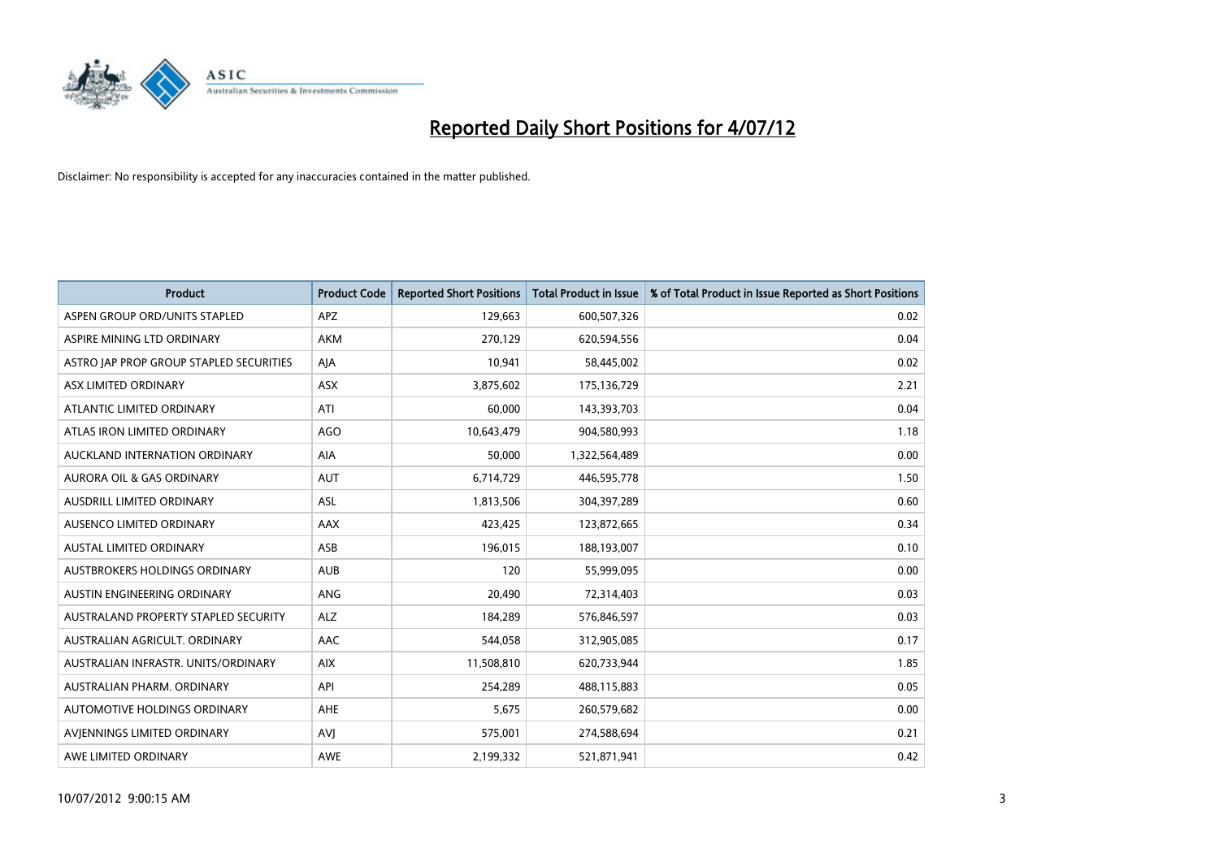# Reported Daily Short Positions for 4/07/12

Disclaimer: No responsibility is accepted for any inaccuracies contained in the matter published.

| Product | Product Code | Reported Short Positions | Total Product in Issue | % of Total Product in Issue Reported as Short Positions |
|---|---|---|---|---|
| ASPEN GROUP ORD/UNITS STAPLED | APZ | 129,663 | 600,507,326 | 0.02 |
| ASPIRE MINING LTD ORDINARY | AKM | 270,129 | 620,594,556 | 0.04 |
| ASTRO JAP PROP GROUP STAPLED SECURITIES | AJA | 10,941 | 58,445,002 | 0.02 |
| ASX LIMITED ORDINARY | ASX | 3,875,602 | 175,136,729 | 2.21 |
| ATLANTIC LIMITED ORDINARY | ATI | 60,000 | 143,393,703 | 0.04 |
| ATLAS IRON LIMITED ORDINARY | AGO | 10,643,479 | 904,580,993 | 1.18 |
| AUCKLAND INTERNATION ORDINARY | AIA | 50,000 | 1,322,564,489 | 0.00 |
| AURORA OIL & GAS ORDINARY | AUT | 6,714,729 | 446,595,778 | 1.50 |
| AUSDRILL LIMITED ORDINARY | ASL | 1,813,506 | 304,397,289 | 0.60 |
| AUSENCO LIMITED ORDINARY | AAX | 423,425 | 123,872,665 | 0.34 |
| AUSTAL LIMITED ORDINARY | ASB | 196,015 | 188,193,007 | 0.10 |
| AUSTBROKERS HOLDINGS ORDINARY | AUB | 120 | 55,999,095 | 0.00 |
| AUSTIN ENGINEERING ORDINARY | ANG | 20,490 | 72,314,403 | 0.03 |
| AUSTRALAND PROPERTY STAPLED SECURITY | ALZ | 184,289 | 576,846,597 | 0.03 |
| AUSTRALIAN AGRICULT. ORDINARY | AAC | 544,058 | 312,905,085 | 0.17 |
| AUSTRALIAN INFRASTR. UNITS/ORDINARY | AIX | 11,508,810 | 620,733,944 | 1.85 |
| AUSTRALIAN PHARM. ORDINARY | API | 254,289 | 488,115,883 | 0.05 |
| AUTOMOTIVE HOLDINGS ORDINARY | AHE | 5,675 | 260,579,682 | 0.00 |
| AVJENNINGS LIMITED ORDINARY | AVJ | 575,001 | 274,588,694 | 0.21 |
| AWE LIMITED ORDINARY | AWE | 2,199,332 | 521,871,941 | 0.42 |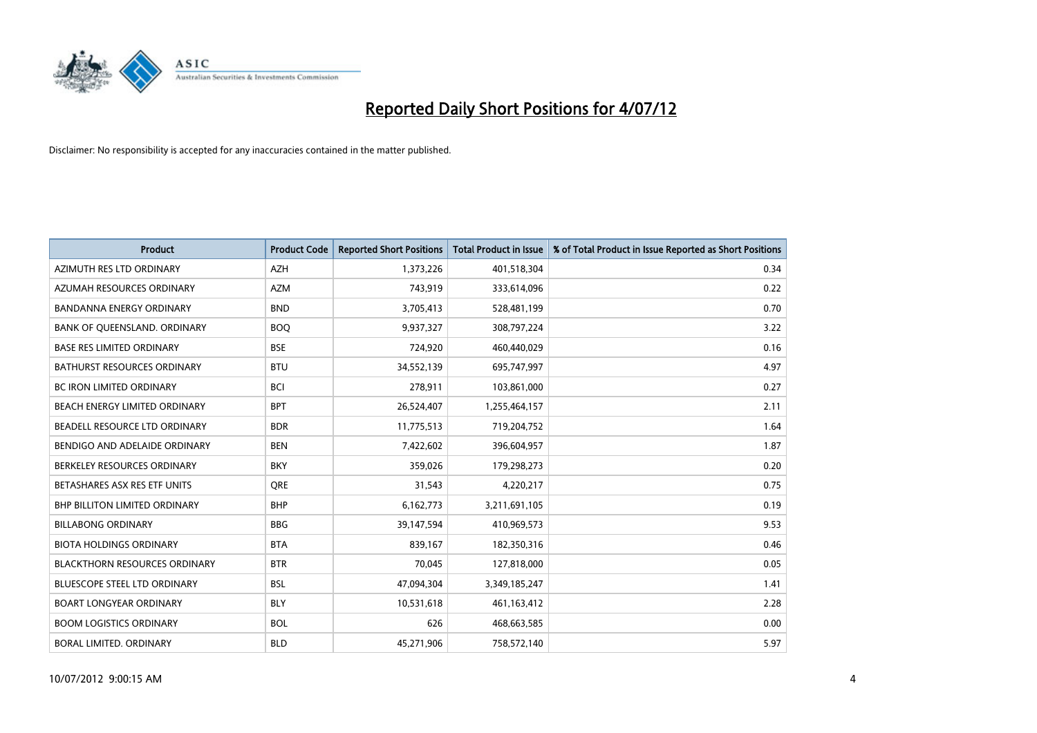# Reported Daily Short Positions for 4/07/12

Disclaimer: No responsibility is accepted for any inaccuracies contained in the matter published.

| Product | Product Code | Reported Short Positions | Total Product in Issue | % of Total Product in Issue Reported as Short Positions |
|---|---|---|---|---|
| AZIMUTH RES LTD ORDINARY | AZH | 1,373,226 | 401,518,304 | 0.34 |
| AZUMAH RESOURCES ORDINARY | AZM | 743,919 | 333,614,096 | 0.22 |
| BANDANNA ENERGY ORDINARY | BND | 3,705,413 | 528,481,199 | 0.70 |
| BANK OF QUEENSLAND. ORDINARY | BOQ | 9,937,327 | 308,797,224 | 3.22 |
| BASE RES LIMITED ORDINARY | BSE | 724,920 | 460,440,029 | 0.16 |
| BATHURST RESOURCES ORDINARY | BTU | 34,552,139 | 695,747,997 | 4.97 |
| BC IRON LIMITED ORDINARY | BCI | 278,911 | 103,861,000 | 0.27 |
| BEACH ENERGY LIMITED ORDINARY | BPT | 26,524,407 | 1,255,464,157 | 2.11 |
| BEADELL RESOURCE LTD ORDINARY | BDR | 11,775,513 | 719,204,752 | 1.64 |
| BENDIGO AND ADELAIDE ORDINARY | BEN | 7,422,602 | 396,604,957 | 1.87 |
| BERKELEY RESOURCES ORDINARY | BKY | 359,026 | 179,298,273 | 0.20 |
| BETASHARES ASX RES ETF UNITS | QRE | 31,543 | 4,220,217 | 0.75 |
| BHP BILLITON LIMITED ORDINARY | BHP | 6,162,773 | 3,211,691,105 | 0.19 |
| BILLABONG ORDINARY | BBG | 39,147,594 | 410,969,573 | 9.53 |
| BIOTA HOLDINGS ORDINARY | BTA | 839,167 | 182,350,316 | 0.46 |
| BLACKTHORN RESOURCES ORDINARY | BTR | 70,045 | 127,818,000 | 0.05 |
| BLUESCOPE STEEL LTD ORDINARY | BSL | 47,094,304 | 3,349,185,247 | 1.41 |
| BOART LONGYEAR ORDINARY | BLY | 10,531,618 | 461,163,412 | 2.28 |
| BOOM LOGISTICS ORDINARY | BOL | 626 | 468,663,585 | 0.00 |
| BORAL LIMITED. ORDINARY | BLD | 45,271,906 | 758,572,140 | 5.97 |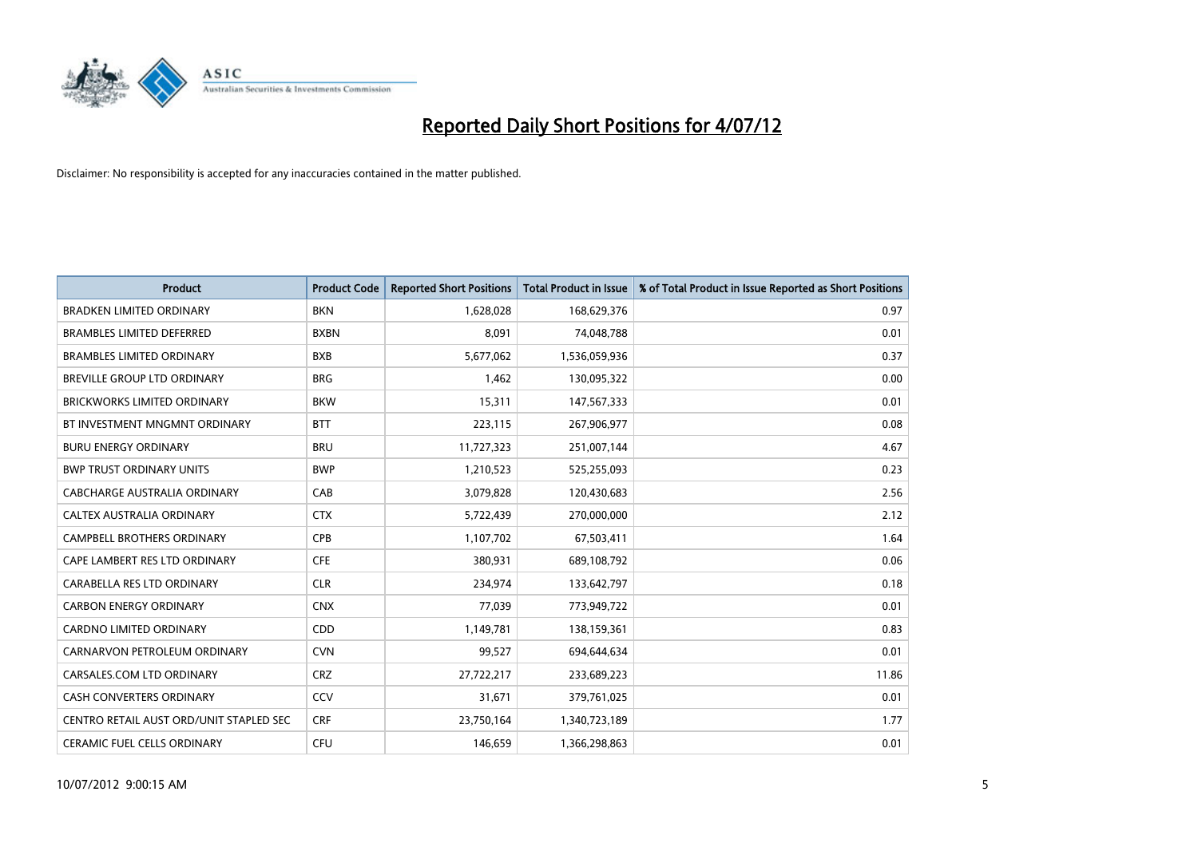# Reported Daily Short Positions for 4/07/12

Disclaimer: No responsibility is accepted for any inaccuracies contained in the matter published.

| Product | Product Code | Reported Short Positions | Total Product in Issue | % of Total Product in Issue Reported as Short Positions |
|---|---|---|---|---|
| BRADKEN LIMITED ORDINARY | BKN | 1,628,028 | 168,629,376 | 0.97 |
| BRAMBLES LIMITED DEFERRED | BXBN | 8,091 | 74,048,788 | 0.01 |
| BRAMBLES LIMITED ORDINARY | BXB | 5,677,062 | 1,536,059,936 | 0.37 |
| BREVILLE GROUP LTD ORDINARY | BRG | 1,462 | 130,095,322 | 0.00 |
| BRICKWORKS LIMITED ORDINARY | BKW | 15,311 | 147,567,333 | 0.01 |
| BT INVESTMENT MNGMNT ORDINARY | BTT | 223,115 | 267,906,977 | 0.08 |
| BURU ENERGY ORDINARY | BRU | 11,727,323 | 251,007,144 | 4.67 |
| BWP TRUST ORDINARY UNITS | BWP | 1,210,523 | 525,255,093 | 0.23 |
| CABCHARGE AUSTRALIA ORDINARY | CAB | 3,079,828 | 120,430,683 | 2.56 |
| CALTEX AUSTRALIA ORDINARY | CTX | 5,722,439 | 270,000,000 | 2.12 |
| CAMPBELL BROTHERS ORDINARY | CPB | 1,107,702 | 67,503,411 | 1.64 |
| CAPE LAMBERT RES LTD ORDINARY | CFE | 380,931 | 689,108,792 | 0.06 |
| CARABELLA RES LTD ORDINARY | CLR | 234,974 | 133,642,797 | 0.18 |
| CARBON ENERGY ORDINARY | CNX | 77,039 | 773,949,722 | 0.01 |
| CARDNO LIMITED ORDINARY | CDD | 1,149,781 | 138,159,361 | 0.83 |
| CARNARVON PETROLEUM ORDINARY | CVN | 99,527 | 694,644,634 | 0.01 |
| CARSALES.COM LTD ORDINARY | CRZ | 27,722,217 | 233,689,223 | 11.86 |
| CASH CONVERTERS ORDINARY | CCV | 31,671 | 379,761,025 | 0.01 |
| CENTRO RETAIL AUST ORD/UNIT STAPLED SEC | CRF | 23,750,164 | 1,340,723,189 | 1.77 |
| CERAMIC FUEL CELLS ORDINARY | CFU | 146,659 | 1,366,298,863 | 0.01 |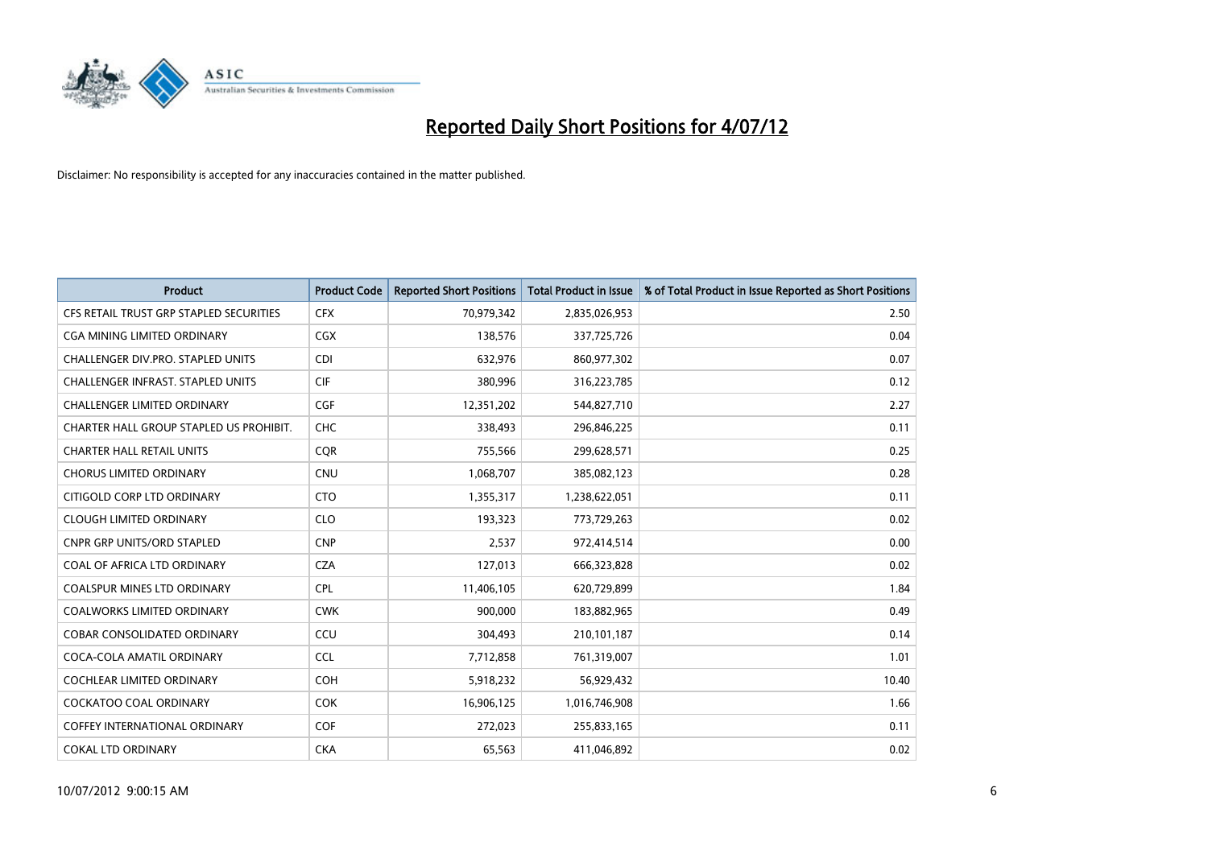# Reported Daily Short Positions for 4/07/12

Disclaimer: No responsibility is accepted for any inaccuracies contained in the matter published.

| Product | Product Code | Reported Short Positions | Total Product in Issue | % of Total Product in Issue Reported as Short Positions |
|---|---|---|---|---|
| CFS RETAIL TRUST GRP STAPLED SECURITIES | CFX | 70,979,342 | 2,835,026,953 | 2.50 |
| CGA MINING LIMITED ORDINARY | CGX | 138,576 | 337,725,726 | 0.04 |
| CHALLENGER DIV.PRO. STAPLED UNITS | CDI | 632,976 | 860,977,302 | 0.07 |
| CHALLENGER INFRAST. STAPLED UNITS | CIF | 380,996 | 316,223,785 | 0.12 |
| CHALLENGER LIMITED ORDINARY | CGF | 12,351,202 | 544,827,710 | 2.27 |
| CHARTER HALL GROUP STAPLED US PROHIBIT. | CHC | 338,493 | 296,846,225 | 0.11 |
| CHARTER HALL RETAIL UNITS | CQR | 755,566 | 299,628,571 | 0.25 |
| CHORUS LIMITED ORDINARY | CNU | 1,068,707 | 385,082,123 | 0.28 |
| CITIGOLD CORP LTD ORDINARY | CTO | 1,355,317 | 1,238,622,051 | 0.11 |
| CLOUGH LIMITED ORDINARY | CLO | 193,323 | 773,729,263 | 0.02 |
| CNPR GRP UNITS/ORD STAPLED | CNP | 2,537 | 972,414,514 | 0.00 |
| COAL OF AFRICA LTD ORDINARY | CZA | 127,013 | 666,323,828 | 0.02 |
| COALSPUR MINES LTD ORDINARY | CPL | 11,406,105 | 620,729,899 | 1.84 |
| COALWORKS LIMITED ORDINARY | CWK | 900,000 | 183,882,965 | 0.49 |
| COBAR CONSOLIDATED ORDINARY | CCU | 304,493 | 210,101,187 | 0.14 |
| COCA-COLA AMATIL ORDINARY | CCL | 7,712,858 | 761,319,007 | 1.01 |
| COCHLEAR LIMITED ORDINARY | COH | 5,918,232 | 56,929,432 | 10.40 |
| COCKATOO COAL ORDINARY | COK | 16,906,125 | 1,016,746,908 | 1.66 |
| COFFEY INTERNATIONAL ORDINARY | COF | 272,023 | 255,833,165 | 0.11 |
| COKAL LTD ORDINARY | CKA | 65,563 | 411,046,892 | 0.02 |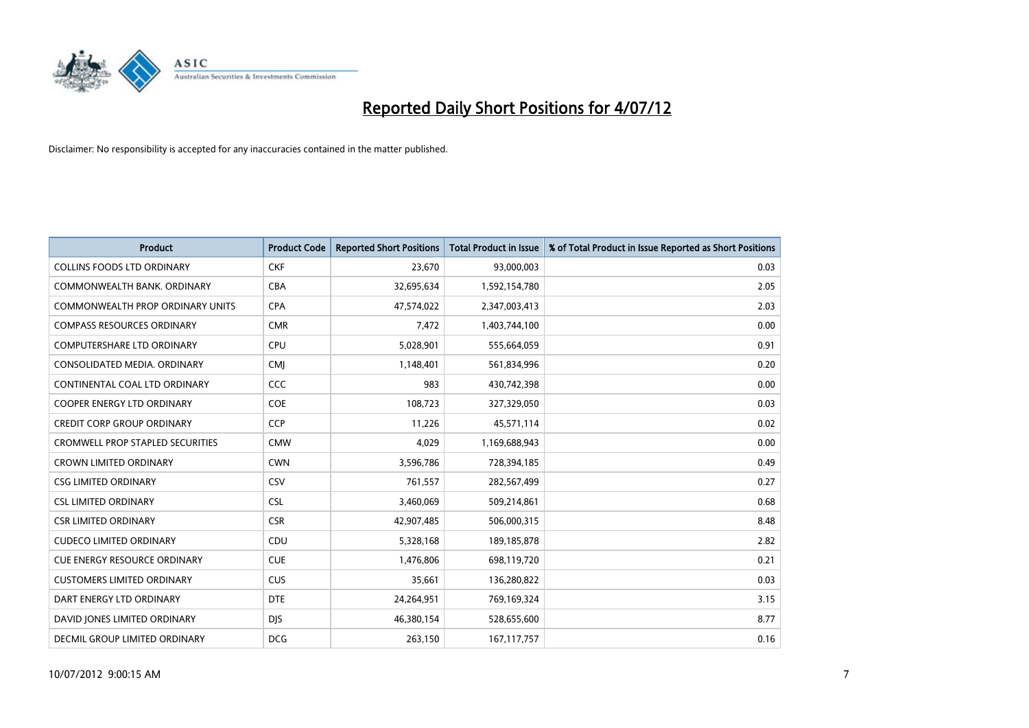# Reported Daily Short Positions for 4/07/12

Disclaimer: No responsibility is accepted for any inaccuracies contained in the matter published.

| Product | Product Code | Reported Short Positions | Total Product in Issue | % of Total Product in Issue Reported as Short Positions |
|---|---|---|---|---|
| COLLINS FOODS LTD ORDINARY | CKF | 23,670 | 93,000,003 | 0.03 |
| COMMONWEALTH BANK. ORDINARY | CBA | 32,695,634 | 1,592,154,780 | 2.05 |
| COMMONWEALTH PROP ORDINARY UNITS | CPA | 47,574,022 | 2,347,003,413 | 2.03 |
| COMPASS RESOURCES ORDINARY | CMR | 7,472 | 1,403,744,100 | 0.00 |
| COMPUTERSHARE LTD ORDINARY | CPU | 5,028,901 | 555,664,059 | 0.91 |
| CONSOLIDATED MEDIA. ORDINARY | CMJ | 1,148,401 | 561,834,996 | 0.20 |
| CONTINENTAL COAL LTD ORDINARY | CCC | 983 | 430,742,398 | 0.00 |
| COOPER ENERGY LTD ORDINARY | COE | 108,723 | 327,329,050 | 0.03 |
| CREDIT CORP GROUP ORDINARY | CCP | 11,226 | 45,571,114 | 0.02 |
| CROMWELL PROP STAPLED SECURITIES | CMW | 4,029 | 1,169,688,943 | 0.00 |
| CROWN LIMITED ORDINARY | CWN | 3,596,786 | 728,394,185 | 0.49 |
| CSG LIMITED ORDINARY | CSV | 761,557 | 282,567,499 | 0.27 |
| CSL LIMITED ORDINARY | CSL | 3,460,069 | 509,214,861 | 0.68 |
| CSR LIMITED ORDINARY | CSR | 42,907,485 | 506,000,315 | 8.48 |
| CUDECO LIMITED ORDINARY | CDU | 5,328,168 | 189,185,878 | 2.82 |
| CUE ENERGY RESOURCE ORDINARY | CUE | 1,476,806 | 698,119,720 | 0.21 |
| CUSTOMERS LIMITED ORDINARY | CUS | 35,661 | 136,280,822 | 0.03 |
| DART ENERGY LTD ORDINARY | DTE | 24,264,951 | 769,169,324 | 3.15 |
| DAVID JONES LIMITED ORDINARY | DJS | 46,380,154 | 528,655,600 | 8.77 |
| DECMIL GROUP LIMITED ORDINARY | DCG | 263,150 | 167,117,757 | 0.16 |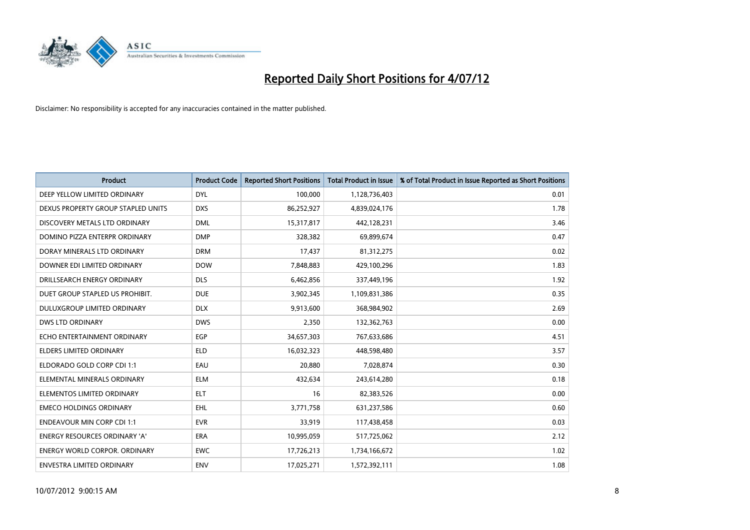# Reported Daily Short Positions for 4/07/12

Disclaimer: No responsibility is accepted for any inaccuracies contained in the matter published.

| Product | Product Code | Reported Short Positions | Total Product in Issue | % of Total Product in Issue Reported as Short Positions |
|---|---|---|---|---|
| DEEP YELLOW LIMITED ORDINARY | DYL | 100,000 | 1,128,736,403 | 0.01 |
| DEXUS PROPERTY GROUP STAPLED UNITS | DXS | 86,252,927 | 4,839,024,176 | 1.78 |
| DISCOVERY METALS LTD ORDINARY | DML | 15,317,817 | 442,128,231 | 3.46 |
| DOMINO PIZZA ENTERPR ORDINARY | DMP | 328,382 | 69,899,674 | 0.47 |
| DORAY MINERALS LTD ORDINARY | DRM | 17,437 | 81,312,275 | 0.02 |
| DOWNER EDI LIMITED ORDINARY | DOW | 7,848,883 | 429,100,296 | 1.83 |
| DRILLSEARCH ENERGY ORDINARY | DLS | 6,462,856 | 337,449,196 | 1.92 |
| DUET GROUP STAPLED US PROHIBIT. | DUE | 3,902,345 | 1,109,831,386 | 0.35 |
| DULUXGROUP LIMITED ORDINARY | DLX | 9,913,600 | 368,984,902 | 2.69 |
| DWS LTD ORDINARY | DWS | 2,350 | 132,362,763 | 0.00 |
| ECHO ENTERTAINMENT ORDINARY | EGP | 34,657,303 | 767,633,686 | 4.51 |
| ELDERS LIMITED ORDINARY | ELD | 16,032,323 | 448,598,480 | 3.57 |
| ELDORADO GOLD CORP CDI 1:1 | EAU | 20,880 | 7,028,874 | 0.30 |
| ELEMENTAL MINERALS ORDINARY | ELM | 432,634 | 243,614,280 | 0.18 |
| ELEMENTOS LIMITED ORDINARY | ELT | 16 | 82,383,526 | 0.00 |
| EMECO HOLDINGS ORDINARY | EHL | 3,771,758 | 631,237,586 | 0.60 |
| ENDEAVOUR MIN CORP CDI 1:1 | EVR | 33,919 | 117,438,458 | 0.03 |
| ENERGY RESOURCES ORDINARY 'A' | ERA | 10,995,059 | 517,725,062 | 2.12 |
| ENERGY WORLD CORPOR. ORDINARY | EWC | 17,726,213 | 1,734,166,672 | 1.02 |
| ENVESTRA LIMITED ORDINARY | ENV | 17,025,271 | 1,572,392,111 | 1.08 |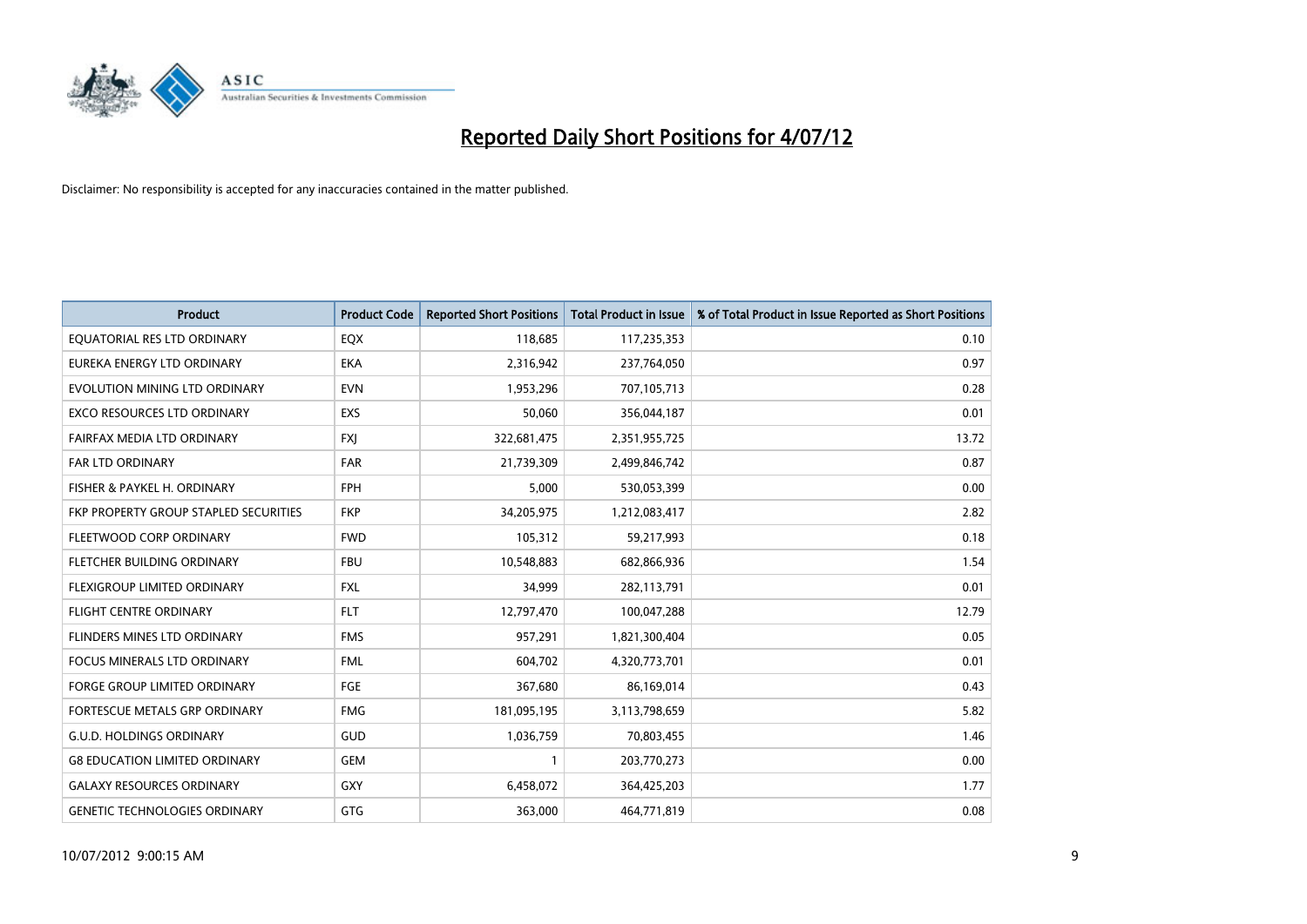# Reported Daily Short Positions for 4/07/12

Disclaimer: No responsibility is accepted for any inaccuracies contained in the matter published.

| Product | Product Code | Reported Short Positions | Total Product in Issue | % of Total Product in Issue Reported as Short Positions |
|---|---|---|---|---|
| EQUATORIAL RES LTD ORDINARY | EQX | 118,685 | 117,235,353 | 0.10 |
| EUREKA ENERGY LTD ORDINARY | EKA | 2,316,942 | 237,764,050 | 0.97 |
| EVOLUTION MINING LTD ORDINARY | EVN | 1,953,296 | 707,105,713 | 0.28 |
| EXCO RESOURCES LTD ORDINARY | EXS | 50,060 | 356,044,187 | 0.01 |
| FAIRFAX MEDIA LTD ORDINARY | FXJ | 322,681,475 | 2,351,955,725 | 13.72 |
| FAR LTD ORDINARY | FAR | 21,739,309 | 2,499,846,742 | 0.87 |
| FISHER & PAYKEL H. ORDINARY | FPH | 5,000 | 530,053,399 | 0.00 |
| FKP PROPERTY GROUP STAPLED SECURITIES | FKP | 34,205,975 | 1,212,083,417 | 2.82 |
| FLEETWOOD CORP ORDINARY | FWD | 105,312 | 59,217,993 | 0.18 |
| FLETCHER BUILDING ORDINARY | FBU | 10,548,883 | 682,866,936 | 1.54 |
| FLEXIGROUP LIMITED ORDINARY | FXL | 34,999 | 282,113,791 | 0.01 |
| FLIGHT CENTRE ORDINARY | FLT | 12,797,470 | 100,047,288 | 12.79 |
| FLINDERS MINES LTD ORDINARY | FMS | 957,291 | 1,821,300,404 | 0.05 |
| FOCUS MINERALS LTD ORDINARY | FML | 604,702 | 4,320,773,701 | 0.01 |
| FORGE GROUP LIMITED ORDINARY | FGE | 367,680 | 86,169,014 | 0.43 |
| FORTESCUE METALS GRP ORDINARY | FMG | 181,095,195 | 3,113,798,659 | 5.82 |
| G.U.D. HOLDINGS ORDINARY | GUD | 1,036,759 | 70,803,455 | 1.46 |
| G8 EDUCATION LIMITED ORDINARY | GEM | 1 | 203,770,273 | 0.00 |
| GALAXY RESOURCES ORDINARY | GXY | 6,458,072 | 364,425,203 | 1.77 |
| GENETIC TECHNOLOGIES ORDINARY | GTG | 363,000 | 464,771,819 | 0.08 |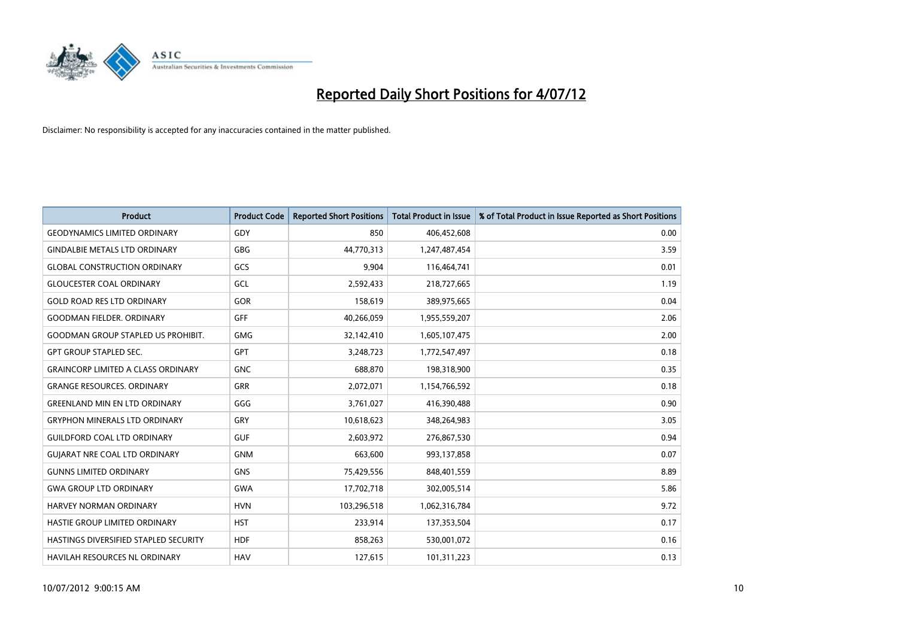# Reported Daily Short Positions for 4/07/12

Disclaimer: No responsibility is accepted for any inaccuracies contained in the matter published.

| Product | Product Code | Reported Short Positions | Total Product in Issue | % of Total Product in Issue Reported as Short Positions |
|---|---|---|---|---|
| GEODYNAMICS LIMITED ORDINARY | GDY | 850 | 406,452,608 | 0.00 |
| GINDALBIE METALS LTD ORDINARY | GBG | 44,770,313 | 1,247,487,454 | 3.59 |
| GLOBAL CONSTRUCTION ORDINARY | GCS | 9,904 | 116,464,741 | 0.01 |
| GLOUCESTER COAL ORDINARY | GCL | 2,592,433 | 218,727,665 | 1.19 |
| GOLD ROAD RES LTD ORDINARY | GOR | 158,619 | 389,975,665 | 0.04 |
| GOODMAN FIELDER. ORDINARY | GFF | 40,266,059 | 1,955,559,207 | 2.06 |
| GOODMAN GROUP STAPLED US PROHIBIT. | GMG | 32,142,410 | 1,605,107,475 | 2.00 |
| GPT GROUP STAPLED SEC. | GPT | 3,248,723 | 1,772,547,497 | 0.18 |
| GRAINCORP LIMITED A CLASS ORDINARY | GNC | 688,870 | 198,318,900 | 0.35 |
| GRANGE RESOURCES. ORDINARY | GRR | 2,072,071 | 1,154,766,592 | 0.18 |
| GREENLAND MIN EN LTD ORDINARY | GGG | 3,761,027 | 416,390,488 | 0.90 |
| GRYPHON MINERALS LTD ORDINARY | GRY | 10,618,623 | 348,264,983 | 3.05 |
| GUILDFORD COAL LTD ORDINARY | GUF | 2,603,972 | 276,867,530 | 0.94 |
| GUJARAT NRE COAL LTD ORDINARY | GNM | 663,600 | 993,137,858 | 0.07 |
| GUNNS LIMITED ORDINARY | GNS | 75,429,556 | 848,401,559 | 8.89 |
| GWA GROUP LTD ORDINARY | GWA | 17,702,718 | 302,005,514 | 5.86 |
| HARVEY NORMAN ORDINARY | HVN | 103,296,518 | 1,062,316,784 | 9.72 |
| HASTIE GROUP LIMITED ORDINARY | HST | 233,914 | 137,353,504 | 0.17 |
| HASTINGS DIVERSIFIED STAPLED SECURITY | HDF | 858,263 | 530,001,072 | 0.16 |
| HAVILAH RESOURCES NL ORDINARY | HAV | 127,615 | 101,311,223 | 0.13 |

10/07/2012 9:00:15 AM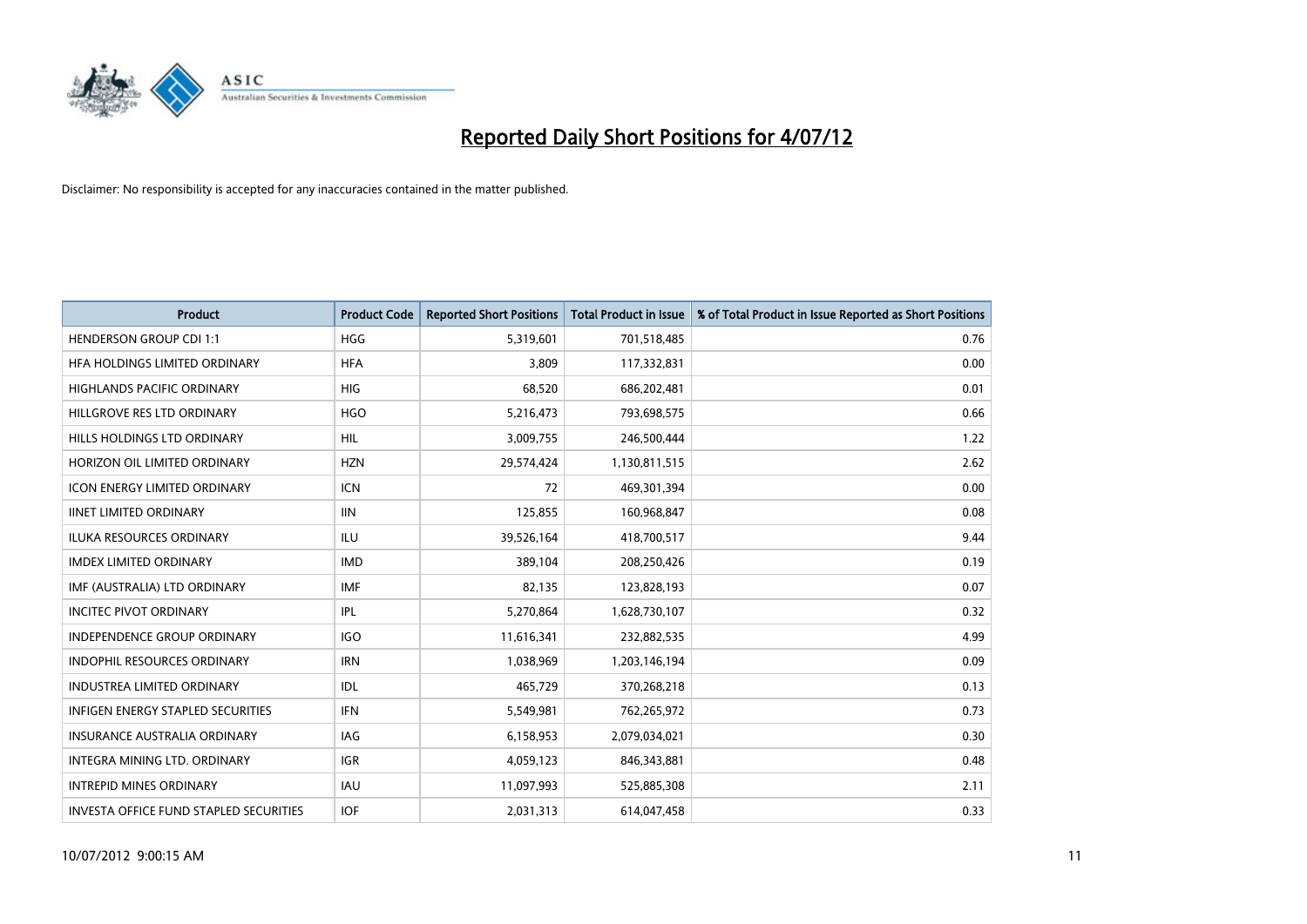# Reported Daily Short Positions for 4/07/12

Disclaimer: No responsibility is accepted for any inaccuracies contained in the matter published.

| Product | Product Code | Reported Short Positions | Total Product in Issue | % of Total Product in Issue Reported as Short Positions |
|---|---|---|---|---|
| HENDERSON GROUP CDI 1:1 | HGG | 5,319,601 | 701,518,485 | 0.76 |
| HFA HOLDINGS LIMITED ORDINARY | HFA | 3,809 | 117,332,831 | 0.00 |
| HIGHLANDS PACIFIC ORDINARY | HIG | 68,520 | 686,202,481 | 0.01 |
| HILLGROVE RES LTD ORDINARY | HGO | 5,216,473 | 793,698,575 | 0.66 |
| HILLS HOLDINGS LTD ORDINARY | HIL | 3,009,755 | 246,500,444 | 1.22 |
| HORIZON OIL LIMITED ORDINARY | HZN | 29,574,424 | 1,130,811,515 | 2.62 |
| ICON ENERGY LIMITED ORDINARY | ICN | 72 | 469,301,394 | 0.00 |
| IINET LIMITED ORDINARY | IIN | 125,855 | 160,968,847 | 0.08 |
| ILUKA RESOURCES ORDINARY | ILU | 39,526,164 | 418,700,517 | 9.44 |
| IMDEX LIMITED ORDINARY | IMD | 389,104 | 208,250,426 | 0.19 |
| IMF (AUSTRALIA) LTD ORDINARY | IMF | 82,135 | 123,828,193 | 0.07 |
| INCITEC PIVOT ORDINARY | IPL | 5,270,864 | 1,628,730,107 | 0.32 |
| INDEPENDENCE GROUP ORDINARY | IGO | 11,616,341 | 232,882,535 | 4.99 |
| INDOPHIL RESOURCES ORDINARY | IRN | 1,038,969 | 1,203,146,194 | 0.09 |
| INDUSTREA LIMITED ORDINARY | IDL | 465,729 | 370,268,218 | 0.13 |
| INFIGEN ENERGY STAPLED SECURITIES | IFN | 5,549,981 | 762,265,972 | 0.73 |
| INSURANCE AUSTRALIA ORDINARY | IAG | 6,158,953 | 2,079,034,021 | 0.30 |
| INTEGRA MINING LTD. ORDINARY | IGR | 4,059,123 | 846,343,881 | 0.48 |
| INTREPID MINES ORDINARY | IAU | 11,097,993 | 525,885,308 | 2.11 |
| INVESTA OFFICE FUND STAPLED SECURITIES | IOF | 2,031,313 | 614,047,458 | 0.33 |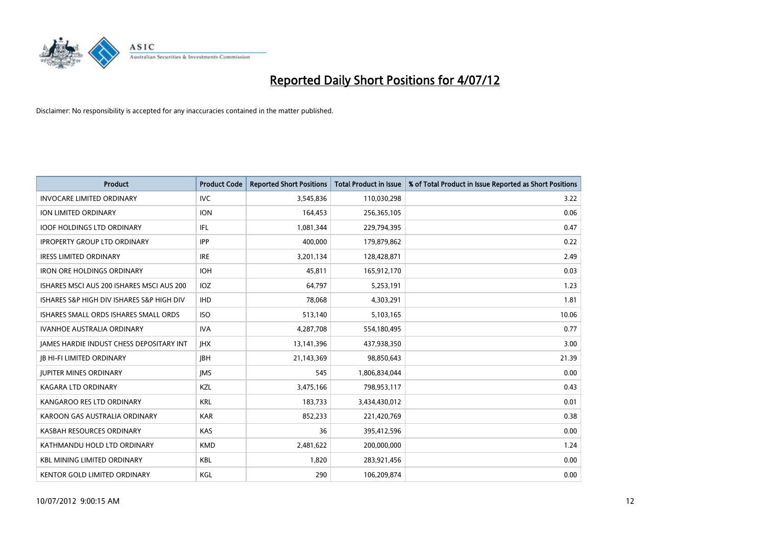# Reported Daily Short Positions for 4/07/12

Disclaimer: No responsibility is accepted for any inaccuracies contained in the matter published.

| Product | Product Code | Reported Short Positions | Total Product in Issue | % of Total Product in Issue Reported as Short Positions |
|---|---|---|---|---|
| INVOCARE LIMITED ORDINARY | IVC | 3,545,836 | 110,030,298 | 3.22 |
| ION LIMITED ORDINARY | ION | 164,453 | 256,365,105 | 0.06 |
| IOOF HOLDINGS LTD ORDINARY | IFL | 1,081,344 | 229,794,395 | 0.47 |
| IPROPERTY GROUP LTD ORDINARY | IPP | 400,000 | 179,879,862 | 0.22 |
| IRESS LIMITED ORDINARY | IRE | 3,201,134 | 128,428,871 | 2.49 |
| IRON ORE HOLDINGS ORDINARY | IOH | 45,811 | 165,912,170 | 0.03 |
| ISHARES MSCI AUS 200 ISHARES MSCI AUS 200 | IOZ | 64,797 | 5,253,191 | 1.23 |
| ISHARES S&P HIGH DIV ISHARES S&P HIGH DIV | IHD | 78,068 | 4,303,291 | 1.81 |
| ISHARES SMALL ORDS ISHARES SMALL ORDS | ISO | 513,140 | 5,103,165 | 10.06 |
| IVANHOE AUSTRALIA ORDINARY | IVA | 4,287,708 | 554,180,495 | 0.77 |
| JAMES HARDIE INDUST CHESS DEPOSITARY INT | JHX | 13,141,396 | 437,938,350 | 3.00 |
| JB HI-FI LIMITED ORDINARY | JBH | 21,143,369 | 98,850,643 | 21.39 |
| JUPITER MINES ORDINARY | JMS | 545 | 1,806,834,044 | 0.00 |
| KAGARA LTD ORDINARY | KZL | 3,475,166 | 798,953,117 | 0.43 |
| KANGAROO RES LTD ORDINARY | KRL | 183,733 | 3,434,430,012 | 0.01 |
| KAROON GAS AUSTRALIA ORDINARY | KAR | 852,233 | 221,420,769 | 0.38 |
| KASBAH RESOURCES ORDINARY | KAS | 36 | 395,412,596 | 0.00 |
| KATHMANDU HOLD LTD ORDINARY | KMD | 2,481,622 | 200,000,000 | 1.24 |
| KBL MINING LIMITED ORDINARY | KBL | 1,820 | 283,921,456 | 0.00 |
| KENTOR GOLD LIMITED ORDINARY | KGL | 290 | 106,209,874 | 0.00 |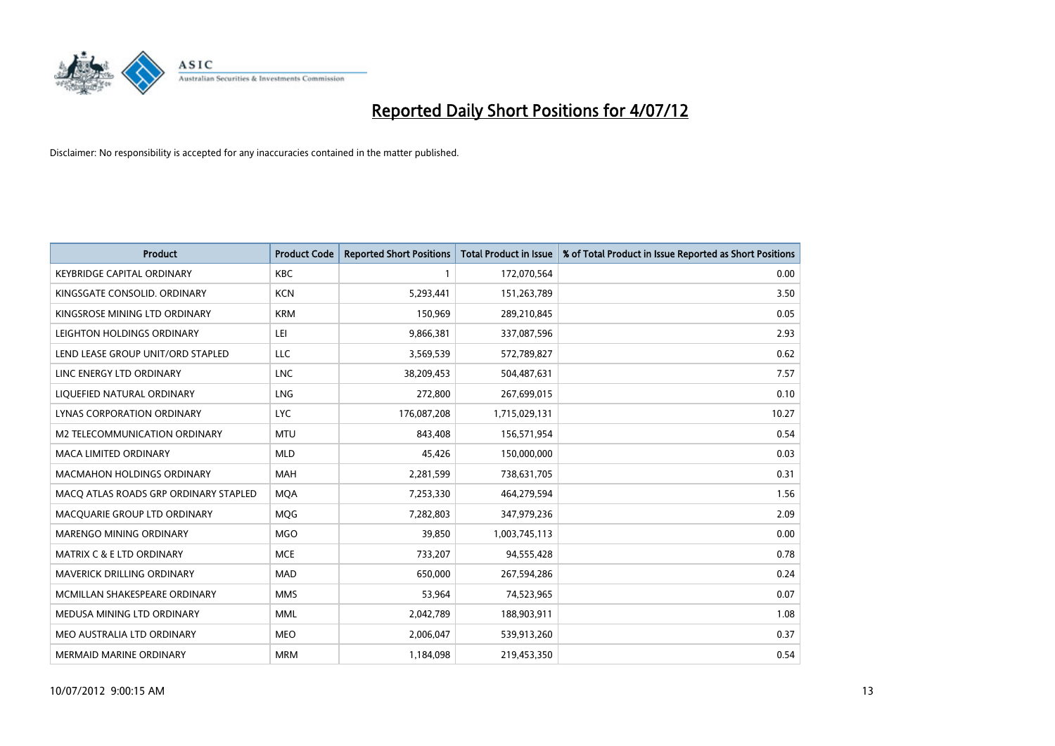# Reported Daily Short Positions for 4/07/12

Disclaimer: No responsibility is accepted for any inaccuracies contained in the matter published.

| Product | Product Code | Reported Short Positions | Total Product in Issue | % of Total Product in Issue Reported as Short Positions |
|---|---|---|---|---|
| KEYBRIDGE CAPITAL ORDINARY | KBC | 1 | 172,070,564 | 0.00 |
| KINGSGATE CONSOLID. ORDINARY | KCN | 5,293,441 | 151,263,789 | 3.50 |
| KINGSROSE MINING LTD ORDINARY | KRM | 150,969 | 289,210,845 | 0.05 |
| LEIGHTON HOLDINGS ORDINARY | LEI | 9,866,381 | 337,087,596 | 2.93 |
| LEND LEASE GROUP UNIT/ORD STAPLED | LLC | 3,569,539 | 572,789,827 | 0.62 |
| LINC ENERGY LTD ORDINARY | LNC | 38,209,453 | 504,487,631 | 7.57 |
| LIQUEFIED NATURAL ORDINARY | LNG | 272,800 | 267,699,015 | 0.10 |
| LYNAS CORPORATION ORDINARY | LYC | 176,087,208 | 1,715,029,131 | 10.27 |
| M2 TELECOMMUNICATION ORDINARY | MTU | 843,408 | 156,571,954 | 0.54 |
| MACA LIMITED ORDINARY | MLD | 45,426 | 150,000,000 | 0.03 |
| MACMAHON HOLDINGS ORDINARY | MAH | 2,281,599 | 738,631,705 | 0.31 |
| MACQ ATLAS ROADS GRP ORDINARY STAPLED | MQA | 7,253,330 | 464,279,594 | 1.56 |
| MACQUARIE GROUP LTD ORDINARY | MQG | 7,282,803 | 347,979,236 | 2.09 |
| MARENGO MINING ORDINARY | MGO | 39,850 | 1,003,745,113 | 0.00 |
| MATRIX C & E LTD ORDINARY | MCE | 733,207 | 94,555,428 | 0.78 |
| MAVERICK DRILLING ORDINARY | MAD | 650,000 | 267,594,286 | 0.24 |
| MCMILLAN SHAKESPEARE ORDINARY | MMS | 53,964 | 74,523,965 | 0.07 |
| MEDUSA MINING LTD ORDINARY | MML | 2,042,789 | 188,903,911 | 1.08 |
| MEO AUSTRALIA LTD ORDINARY | MEO | 2,006,047 | 539,913,260 | 0.37 |
| MERMAID MARINE ORDINARY | MRM | 1,184,098 | 219,453,350 | 0.54 |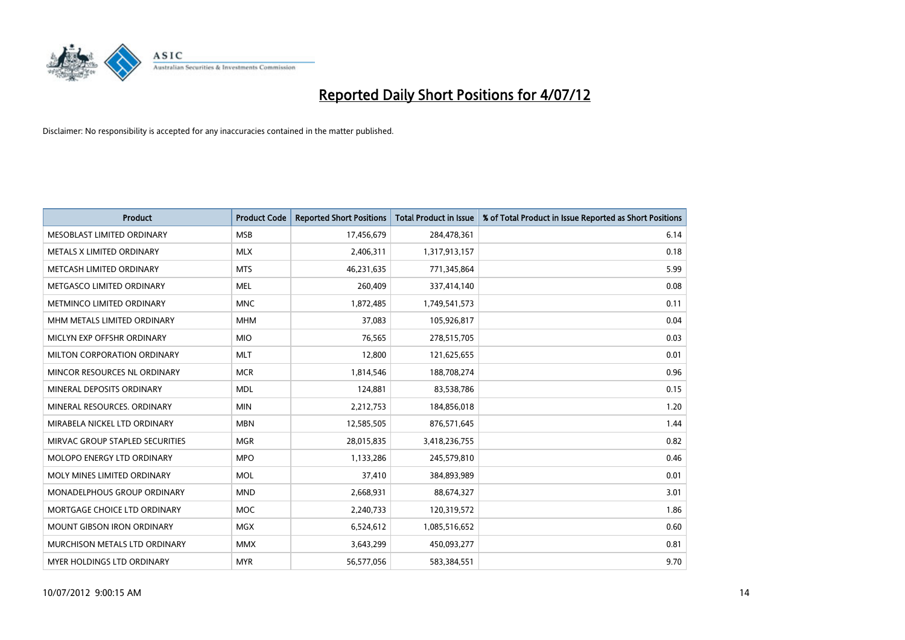# Reported Daily Short Positions for 4/07/12

Disclaimer: No responsibility is accepted for any inaccuracies contained in the matter published.

| Product | Product Code | Reported Short Positions | Total Product in Issue | % of Total Product in Issue Reported as Short Positions |
|---|---|---|---|---|
| MESOBLAST LIMITED ORDINARY | MSB | 17,456,679 | 284,478,361 | 6.14 |
| METALS X LIMITED ORDINARY | MLX | 2,406,311 | 1,317,913,157 | 0.18 |
| METCASH LIMITED ORDINARY | MTS | 46,231,635 | 771,345,864 | 5.99 |
| METGASCO LIMITED ORDINARY | MEL | 260,409 | 337,414,140 | 0.08 |
| METMINCO LIMITED ORDINARY | MNC | 1,872,485 | 1,749,541,573 | 0.11 |
| MHM METALS LIMITED ORDINARY | MHM | 37,083 | 105,926,817 | 0.04 |
| MICLYN EXP OFFSHR ORDINARY | MIO | 76,565 | 278,515,705 | 0.03 |
| MILTON CORPORATION ORDINARY | MLT | 12,800 | 121,625,655 | 0.01 |
| MINCOR RESOURCES NL ORDINARY | MCR | 1,814,546 | 188,708,274 | 0.96 |
| MINERAL DEPOSITS ORDINARY | MDL | 124,881 | 83,538,786 | 0.15 |
| MINERAL RESOURCES. ORDINARY | MIN | 2,212,753 | 184,856,018 | 1.20 |
| MIRABELA NICKEL LTD ORDINARY | MBN | 12,585,505 | 876,571,645 | 1.44 |
| MIRVAC GROUP STAPLED SECURITIES | MGR | 28,015,835 | 3,418,236,755 | 0.82 |
| MOLOPO ENERGY LTD ORDINARY | MPO | 1,133,286 | 245,579,810 | 0.46 |
| MOLY MINES LIMITED ORDINARY | MOL | 37,410 | 384,893,989 | 0.01 |
| MONADELPHOUS GROUP ORDINARY | MND | 2,668,931 | 88,674,327 | 3.01 |
| MORTGAGE CHOICE LTD ORDINARY | MOC | 2,240,733 | 120,319,572 | 1.86 |
| MOUNT GIBSON IRON ORDINARY | MGX | 6,524,612 | 1,085,516,652 | 0.60 |
| MURCHISON METALS LTD ORDINARY | MMX | 3,643,299 | 450,093,277 | 0.81 |
| MYER HOLDINGS LTD ORDINARY | MYR | 56,577,056 | 583,384,551 | 9.70 |

10/07/2012 9:00:15 AM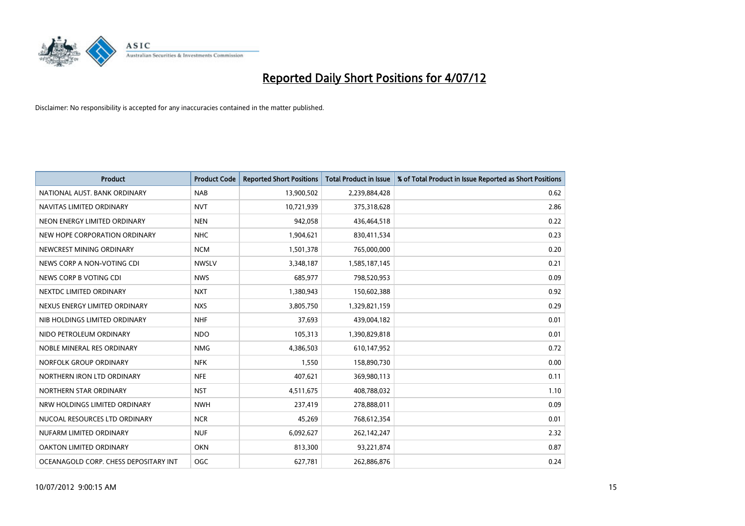# Reported Daily Short Positions for 4/07/12

Disclaimer: No responsibility is accepted for any inaccuracies contained in the matter published.

| Product | Product Code | Reported Short Positions | Total Product in Issue | % of Total Product in Issue Reported as Short Positions |
|---|---|---|---|---|
| NATIONAL AUST. BANK ORDINARY | NAB | 13,900,502 | 2,239,884,428 | 0.62 |
| NAVITAS LIMITED ORDINARY | NVT | 10,721,939 | 375,318,628 | 2.86 |
| NEON ENERGY LIMITED ORDINARY | NEN | 942,058 | 436,464,518 | 0.22 |
| NEW HOPE CORPORATION ORDINARY | NHC | 1,904,621 | 830,411,534 | 0.23 |
| NEWCREST MINING ORDINARY | NCM | 1,501,378 | 765,000,000 | 0.20 |
| NEWS CORP A NON-VOTING CDI | NWSLV | 3,348,187 | 1,585,187,145 | 0.21 |
| NEWS CORP B VOTING CDI | NWS | 685,977 | 798,520,953 | 0.09 |
| NEXTDC LIMITED ORDINARY | NXT | 1,380,943 | 150,602,388 | 0.92 |
| NEXUS ENERGY LIMITED ORDINARY | NXS | 3,805,750 | 1,329,821,159 | 0.29 |
| NIB HOLDINGS LIMITED ORDINARY | NHF | 37,693 | 439,004,182 | 0.01 |
| NIDO PETROLEUM ORDINARY | NDO | 105,313 | 1,390,829,818 | 0.01 |
| NOBLE MINERAL RES ORDINARY | NMG | 4,386,503 | 610,147,952 | 0.72 |
| NORFOLK GROUP ORDINARY | NFK | 1,550 | 158,890,730 | 0.00 |
| NORTHERN IRON LTD ORDINARY | NFE | 407,621 | 369,980,113 | 0.11 |
| NORTHERN STAR ORDINARY | NST | 4,511,675 | 408,788,032 | 1.10 |
| NRW HOLDINGS LIMITED ORDINARY | NWH | 237,419 | 278,888,011 | 0.09 |
| NUCOAL RESOURCES LTD ORDINARY | NCR | 45,269 | 768,612,354 | 0.01 |
| NUFARM LIMITED ORDINARY | NUF | 6,092,627 | 262,142,247 | 2.32 |
| OAKTON LIMITED ORDINARY | OKN | 813,300 | 93,221,874 | 0.87 |
| OCEANAGOLD CORP. CHESS DEPOSITARY INT | OGC | 627,781 | 262,886,876 | 0.24 |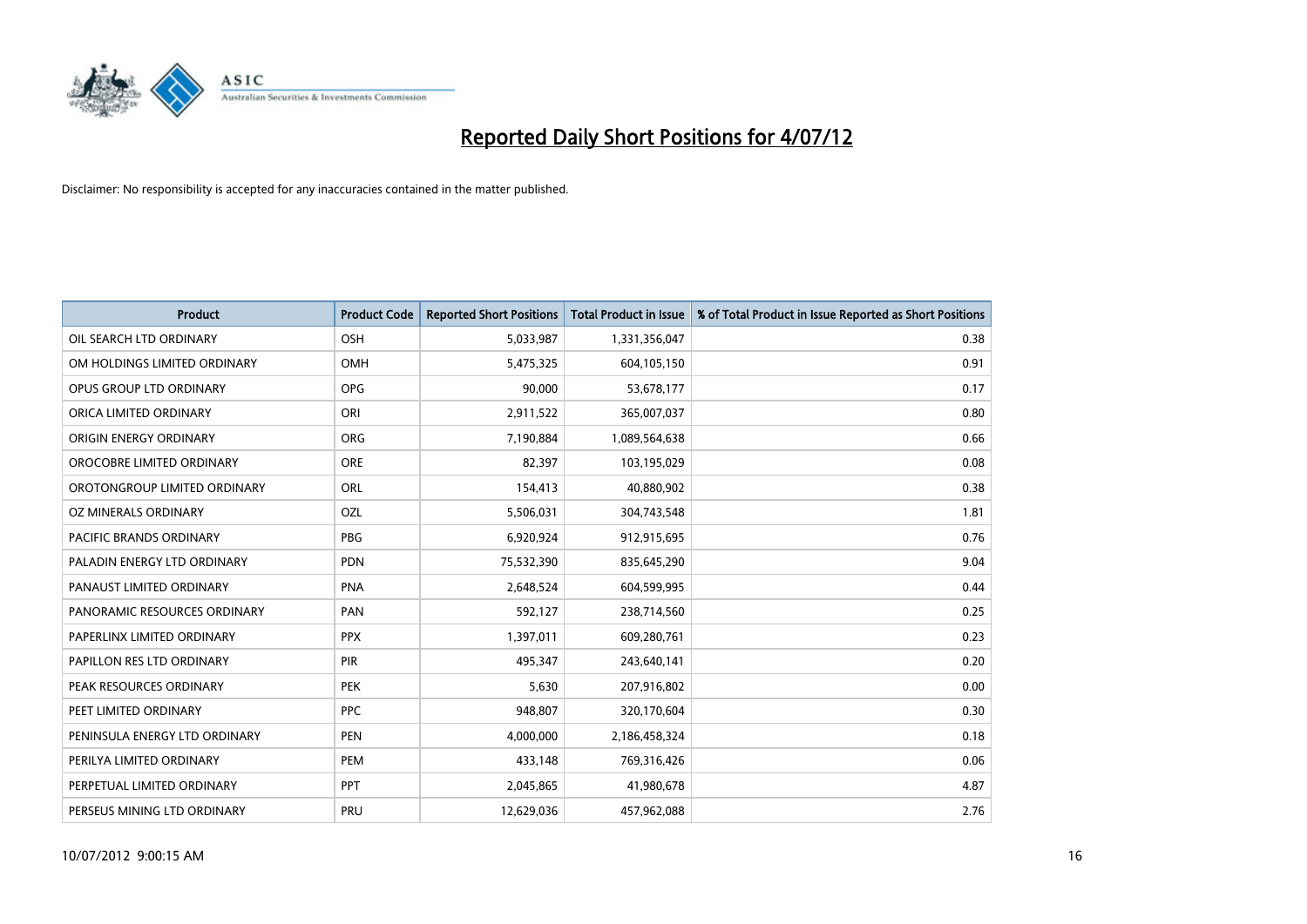# Reported Daily Short Positions for 4/07/12

Disclaimer: No responsibility is accepted for any inaccuracies contained in the matter published.

| Product | Product Code | Reported Short Positions | Total Product in Issue | % of Total Product in Issue Reported as Short Positions |
|---|---|---|---|---|
| OIL SEARCH LTD ORDINARY | OSH | 5,033,987 | 1,331,356,047 | 0.38 |
| OM HOLDINGS LIMITED ORDINARY | OMH | 5,475,325 | 604,105,150 | 0.91 |
| OPUS GROUP LTD ORDINARY | OPG | 90,000 | 53,678,177 | 0.17 |
| ORICA LIMITED ORDINARY | ORI | 2,911,522 | 365,007,037 | 0.80 |
| ORIGIN ENERGY ORDINARY | ORG | 7,190,884 | 1,089,564,638 | 0.66 |
| OROCOBRE LIMITED ORDINARY | ORE | 82,397 | 103,195,029 | 0.08 |
| OROTONGROUP LIMITED ORDINARY | ORL | 154,413 | 40,880,902 | 0.38 |
| OZ MINERALS ORDINARY | OZL | 5,506,031 | 304,743,548 | 1.81 |
| PACIFIC BRANDS ORDINARY | PBG | 6,920,924 | 912,915,695 | 0.76 |
| PALADIN ENERGY LTD ORDINARY | PDN | 75,532,390 | 835,645,290 | 9.04 |
| PANAUST LIMITED ORDINARY | PNA | 2,648,524 | 604,599,995 | 0.44 |
| PANORAMIC RESOURCES ORDINARY | PAN | 592,127 | 238,714,560 | 0.25 |
| PAPERLINX LIMITED ORDINARY | PPX | 1,397,011 | 609,280,761 | 0.23 |
| PAPILLON RES LTD ORDINARY | PIR | 495,347 | 243,640,141 | 0.20 |
| PEAK RESOURCES ORDINARY | PEK | 5,630 | 207,916,802 | 0.00 |
| PEET LIMITED ORDINARY | PPC | 948,807 | 320,170,604 | 0.30 |
| PENINSULA ENERGY LTD ORDINARY | PEN | 4,000,000 | 2,186,458,324 | 0.18 |
| PERILYA LIMITED ORDINARY | PEM | 433,148 | 769,316,426 | 0.06 |
| PERPETUAL LIMITED ORDINARY | PPT | 2,045,865 | 41,980,678 | 4.87 |
| PERSEUS MINING LTD ORDINARY | PRU | 12,629,036 | 457,962,088 | 2.76 |

10/07/2012 9:00:15 AM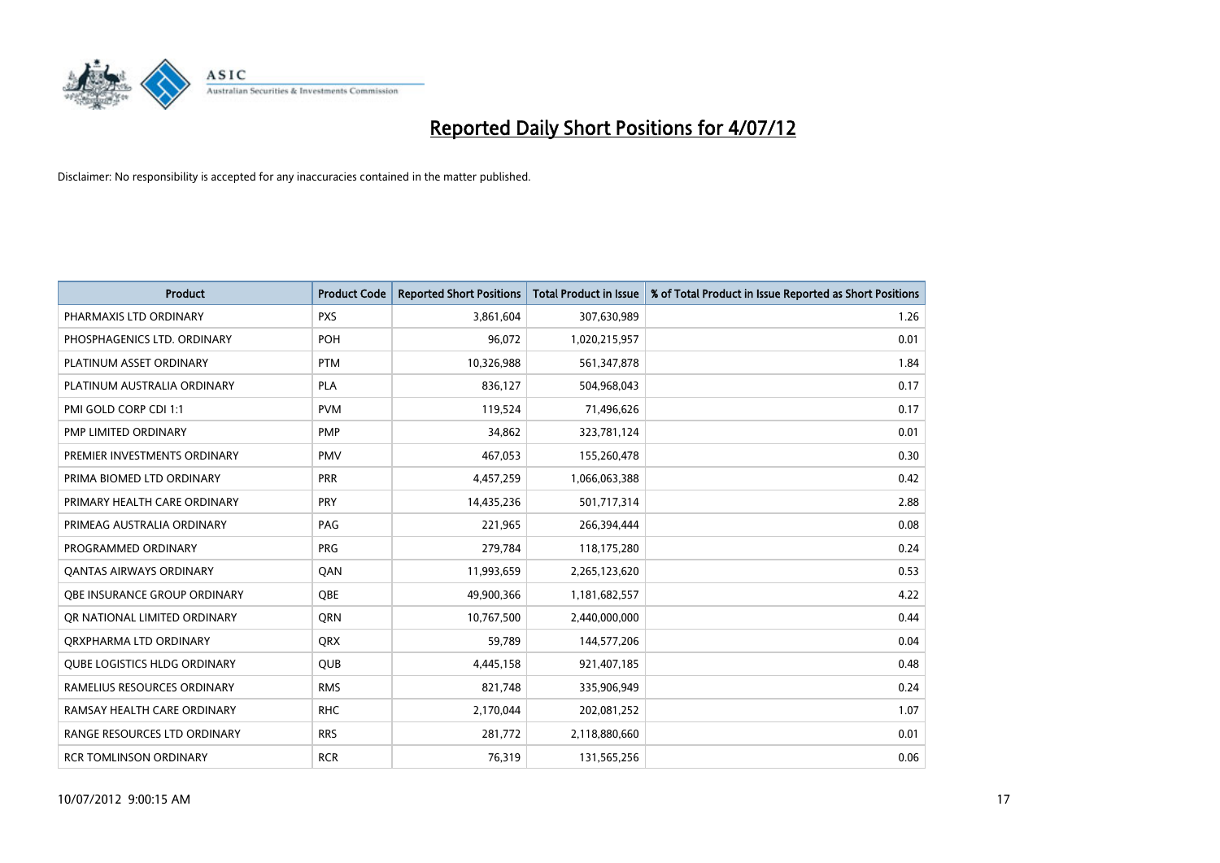# Reported Daily Short Positions for 4/07/12

Disclaimer: No responsibility is accepted for any inaccuracies contained in the matter published.

| Product | Product Code | Reported Short Positions | Total Product in Issue | % of Total Product in Issue Reported as Short Positions |
| --- | --- | --- | --- | --- |
| PHARMAXIS LTD ORDINARY | PXS | 3,861,604 | 307,630,989 | 1.26 |
| PHOSPHAGENICS LTD. ORDINARY | POH | 96,072 | 1,020,215,957 | 0.01 |
| PLATINUM ASSET ORDINARY | PTM | 10,326,988 | 561,347,878 | 1.84 |
| PLATINUM AUSTRALIA ORDINARY | PLA | 836,127 | 504,968,043 | 0.17 |
| PMI GOLD CORP CDI 1:1 | PVM | 119,524 | 71,496,626 | 0.17 |
| PMP LIMITED ORDINARY | PMP | 34,862 | 323,781,124 | 0.01 |
| PREMIER INVESTMENTS ORDINARY | PMV | 467,053 | 155,260,478 | 0.30 |
| PRIMA BIOMED LTD ORDINARY | PRR | 4,457,259 | 1,066,063,388 | 0.42 |
| PRIMARY HEALTH CARE ORDINARY | PRY | 14,435,236 | 501,717,314 | 2.88 |
| PRIMEAG AUSTRALIA ORDINARY | PAG | 221,965 | 266,394,444 | 0.08 |
| PROGRAMMED ORDINARY | PRG | 279,784 | 118,175,280 | 0.24 |
| QANTAS AIRWAYS ORDINARY | QAN | 11,993,659 | 2,265,123,620 | 0.53 |
| QBE INSURANCE GROUP ORDINARY | QBE | 49,900,366 | 1,181,682,557 | 4.22 |
| QR NATIONAL LIMITED ORDINARY | QRN | 10,767,500 | 2,440,000,000 | 0.44 |
| QRXPHARMA LTD ORDINARY | QRX | 59,789 | 144,577,206 | 0.04 |
| QUBE LOGISTICS HLDG ORDINARY | QUB | 4,445,158 | 921,407,185 | 0.48 |
| RAMELIUS RESOURCES ORDINARY | RMS | 821,748 | 335,906,949 | 0.24 |
| RAMSAY HEALTH CARE ORDINARY | RHC | 2,170,044 | 202,081,252 | 1.07 |
| RANGE RESOURCES LTD ORDINARY | RRS | 281,772 | 2,118,880,660 | 0.01 |
| RCR TOMLINSON ORDINARY | RCR | 76,319 | 131,565,256 | 0.06 |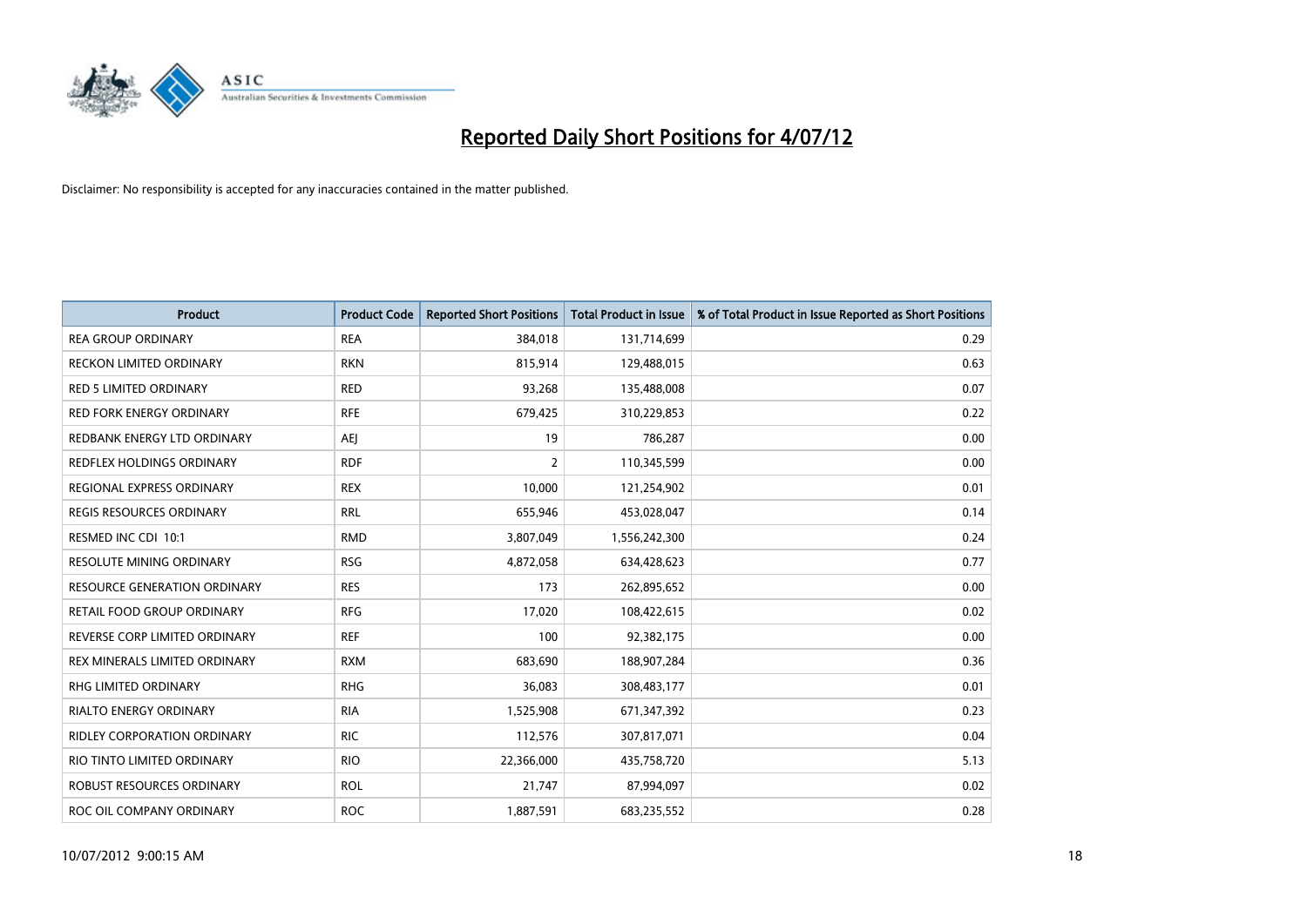# Reported Daily Short Positions for 4/07/12

Disclaimer: No responsibility is accepted for any inaccuracies contained in the matter published.

| Product | Product Code | Reported Short Positions | Total Product in Issue | % of Total Product in Issue Reported as Short Positions |
|---|---|---|---|---|
| REA GROUP ORDINARY | REA | 384,018 | 131,714,699 | 0.29 |
| RECKON LIMITED ORDINARY | RKN | 815,914 | 129,488,015 | 0.63 |
| RED 5 LIMITED ORDINARY | RED | 93,268 | 135,488,008 | 0.07 |
| RED FORK ENERGY ORDINARY | RFE | 679,425 | 310,229,853 | 0.22 |
| REDBANK ENERGY LTD ORDINARY | AEJ | 19 | 786,287 | 0.00 |
| REDFLEX HOLDINGS ORDINARY | RDF | 2 | 110,345,599 | 0.00 |
| REGIONAL EXPRESS ORDINARY | REX | 10,000 | 121,254,902 | 0.01 |
| REGIS RESOURCES ORDINARY | RRL | 655,946 | 453,028,047 | 0.14 |
| RESMED INC CDI 10:1 | RMD | 3,807,049 | 1,556,242,300 | 0.24 |
| RESOLUTE MINING ORDINARY | RSG | 4,872,058 | 634,428,623 | 0.77 |
| RESOURCE GENERATION ORDINARY | RES | 173 | 262,895,652 | 0.00 |
| RETAIL FOOD GROUP ORDINARY | RFG | 17,020 | 108,422,615 | 0.02 |
| REVERSE CORP LIMITED ORDINARY | REF | 100 | 92,382,175 | 0.00 |
| REX MINERALS LIMITED ORDINARY | RXM | 683,690 | 188,907,284 | 0.36 |
| RHG LIMITED ORDINARY | RHG | 36,083 | 308,483,177 | 0.01 |
| RIALTO ENERGY ORDINARY | RIA | 1,525,908 | 671,347,392 | 0.23 |
| RIDLEY CORPORATION ORDINARY | RIC | 112,576 | 307,817,071 | 0.04 |
| RIO TINTO LIMITED ORDINARY | RIO | 22,366,000 | 435,758,720 | 5.13 |
| ROBUST RESOURCES ORDINARY | ROL | 21,747 | 87,994,097 | 0.02 |
| ROC OIL COMPANY ORDINARY | ROC | 1,887,591 | 683,235,552 | 0.28 |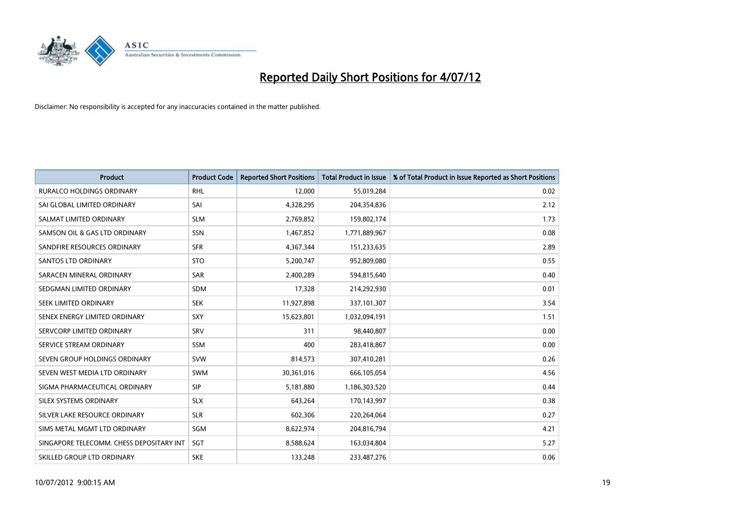# Reported Daily Short Positions for 4/07/12

Disclaimer: No responsibility is accepted for any inaccuracies contained in the matter published.

| Product | Product Code | Reported Short Positions | Total Product in Issue | % of Total Product in Issue Reported as Short Positions |
|---|---|---|---|---|
| RURALCO HOLDINGS ORDINARY | RHL | 12,000 | 55,019,284 | 0.02 |
| SAI GLOBAL LIMITED ORDINARY | SAI | 4,328,295 | 204,354,836 | 2.12 |
| SALMAT LIMITED ORDINARY | SLM | 2,769,852 | 159,802,174 | 1.73 |
| SAMSON OIL & GAS LTD ORDINARY | SSN | 1,467,852 | 1,771,889,967 | 0.08 |
| SANDFIRE RESOURCES ORDINARY | SFR | 4,367,344 | 151,233,635 | 2.89 |
| SANTOS LTD ORDINARY | STO | 5,200,747 | 952,809,080 | 0.55 |
| SARACEN MINERAL ORDINARY | SAR | 2,400,289 | 594,815,640 | 0.40 |
| SEDGMAN LIMITED ORDINARY | SDM | 17,328 | 214,292,930 | 0.01 |
| SEEK LIMITED ORDINARY | SEK | 11,927,898 | 337,101,307 | 3.54 |
| SENEX ENERGY LIMITED ORDINARY | SXY | 15,623,801 | 1,032,094,191 | 1.51 |
| SERVCORP LIMITED ORDINARY | SRV | 311 | 98,440,807 | 0.00 |
| SERVICE STREAM ORDINARY | SSM | 400 | 283,418,867 | 0.00 |
| SEVEN GROUP HOLDINGS ORDINARY | SVW | 814,573 | 307,410,281 | 0.26 |
| SEVEN WEST MEDIA LTD ORDINARY | SWM | 30,361,016 | 666,105,054 | 4.56 |
| SIGMA PHARMACEUTICAL ORDINARY | SIP | 5,181,880 | 1,186,303,520 | 0.44 |
| SILEX SYSTEMS ORDINARY | SLX | 643,264 | 170,143,997 | 0.38 |
| SILVER LAKE RESOURCE ORDINARY | SLR | 602,306 | 220,264,064 | 0.27 |
| SIMS METAL MGMT LTD ORDINARY | SGM | 8,622,974 | 204,816,794 | 4.21 |
| SINGAPORE TELECOMM. CHESS DEPOSITARY INT | SGT | 8,588,624 | 163,034,804 | 5.27 |
| SKILLED GROUP LTD ORDINARY | SKE | 133,248 | 233,487,276 | 0.06 |

10/07/2012 9:00:15 AM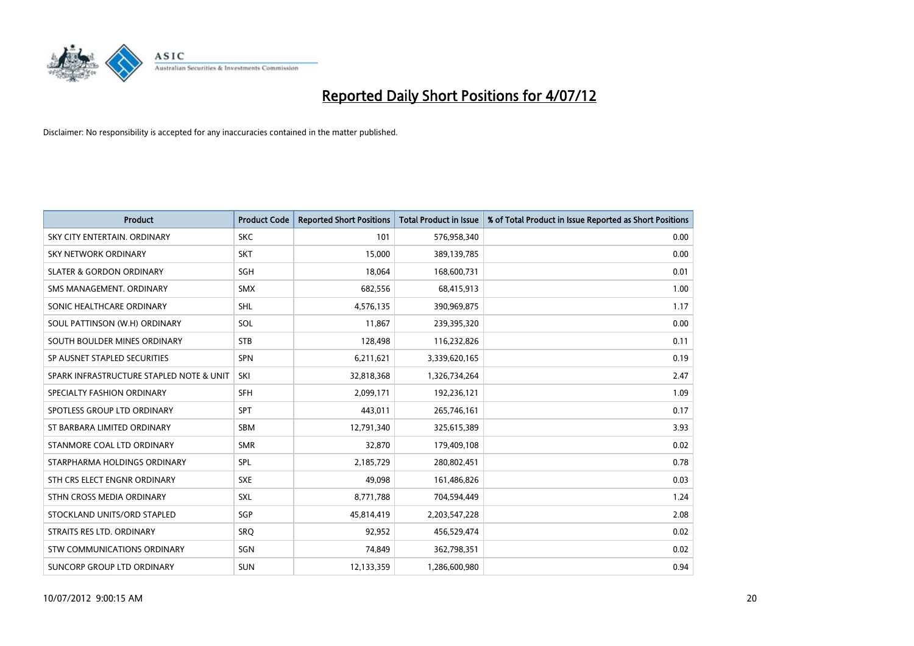# Reported Daily Short Positions for 4/07/12

Disclaimer: No responsibility is accepted for any inaccuracies contained in the matter published.

| Product | Product Code | Reported Short Positions | Total Product in Issue | % of Total Product in Issue Reported as Short Positions |
|---|---|---|---|---|
| SKY CITY ENTERTAIN. ORDINARY | SKC | 101 | 576,958,340 | 0.00 |
| SKY NETWORK ORDINARY | SKT | 15,000 | 389,139,785 | 0.00 |
| SLATER & GORDON ORDINARY | SGH | 18,064 | 168,600,731 | 0.01 |
| SMS MANAGEMENT. ORDINARY | SMX | 682,556 | 68,415,913 | 1.00 |
| SONIC HEALTHCARE ORDINARY | SHL | 4,576,135 | 390,969,875 | 1.17 |
| SOUL PATTINSON (W.H) ORDINARY | SOL | 11,867 | 239,395,320 | 0.00 |
| SOUTH BOULDER MINES ORDINARY | STB | 128,498 | 116,232,826 | 0.11 |
| SP AUSNET STAPLED SECURITIES | SPN | 6,211,621 | 3,339,620,165 | 0.19 |
| SPARK INFRASTRUCTURE STAPLED NOTE & UNIT | SKI | 32,818,368 | 1,326,734,264 | 2.47 |
| SPECIALTY FASHION ORDINARY | SFH | 2,099,171 | 192,236,121 | 1.09 |
| SPOTLESS GROUP LTD ORDINARY | SPT | 443,011 | 265,746,161 | 0.17 |
| ST BARBARA LIMITED ORDINARY | SBM | 12,791,340 | 325,615,389 | 3.93 |
| STANMORE COAL LTD ORDINARY | SMR | 32,870 | 179,409,108 | 0.02 |
| STARPHARMA HOLDINGS ORDINARY | SPL | 2,185,729 | 280,802,451 | 0.78 |
| STH CRS ELECT ENGNR ORDINARY | SXE | 49,098 | 161,486,826 | 0.03 |
| STHN CROSS MEDIA ORDINARY | SXL | 8,771,788 | 704,594,449 | 1.24 |
| STOCKLAND UNITS/ORD STAPLED | SGP | 45,814,419 | 2,203,547,228 | 2.08 |
| STRAITS RES LTD. ORDINARY | SRQ | 92,952 | 456,529,474 | 0.02 |
| STW COMMUNICATIONS ORDINARY | SGN | 74,849 | 362,798,351 | 0.02 |
| SUNCORP GROUP LTD ORDINARY | SUN | 12,133,359 | 1,286,600,980 | 0.94 |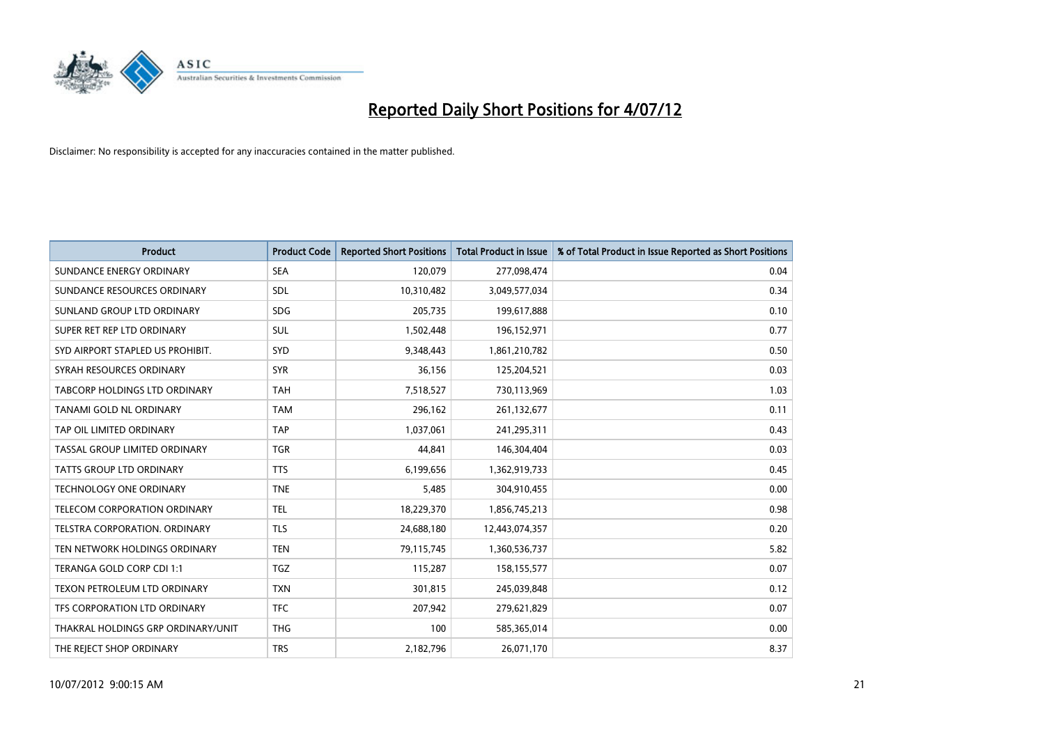# Reported Daily Short Positions for 4/07/12

Disclaimer: No responsibility is accepted for any inaccuracies contained in the matter published.

| Product | Product Code | Reported Short Positions | Total Product in Issue | % of Total Product in Issue Reported as Short Positions |
|---|---|---|---|---|
| SUNDANCE ENERGY ORDINARY | SEA | 120,079 | 277,098,474 | 0.04 |
| SUNDANCE RESOURCES ORDINARY | SDL | 10,310,482 | 3,049,577,034 | 0.34 |
| SUNLAND GROUP LTD ORDINARY | SDG | 205,735 | 199,617,888 | 0.10 |
| SUPER RET REP LTD ORDINARY | SUL | 1,502,448 | 196,152,971 | 0.77 |
| SYD AIRPORT STAPLED US PROHIBIT. | SYD | 9,348,443 | 1,861,210,782 | 0.50 |
| SYRAH RESOURCES ORDINARY | SYR | 36,156 | 125,204,521 | 0.03 |
| TABCORP HOLDINGS LTD ORDINARY | TAH | 7,518,527 | 730,113,969 | 1.03 |
| TANAMI GOLD NL ORDINARY | TAM | 296,162 | 261,132,677 | 0.11 |
| TAP OIL LIMITED ORDINARY | TAP | 1,037,061 | 241,295,311 | 0.43 |
| TASSAL GROUP LIMITED ORDINARY | TGR | 44,841 | 146,304,404 | 0.03 |
| TATTS GROUP LTD ORDINARY | TTS | 6,199,656 | 1,362,919,733 | 0.45 |
| TECHNOLOGY ONE ORDINARY | TNE | 5,485 | 304,910,455 | 0.00 |
| TELECOM CORPORATION ORDINARY | TEL | 18,229,370 | 1,856,745,213 | 0.98 |
| TELSTRA CORPORATION. ORDINARY | TLS | 24,688,180 | 12,443,074,357 | 0.20 |
| TEN NETWORK HOLDINGS ORDINARY | TEN | 79,115,745 | 1,360,536,737 | 5.82 |
| TERANGA GOLD CORP CDI 1:1 | TGZ | 115,287 | 158,155,577 | 0.07 |
| TEXON PETROLEUM LTD ORDINARY | TXN | 301,815 | 245,039,848 | 0.12 |
| TFS CORPORATION LTD ORDINARY | TFC | 207,942 | 279,621,829 | 0.07 |
| THAKRAL HOLDINGS GRP ORDINARY/UNIT | THG | 100 | 585,365,014 | 0.00 |
| THE REJECT SHOP ORDINARY | TRS | 2,182,796 | 26,071,170 | 8.37 |

10/07/2012 9:00:15 AM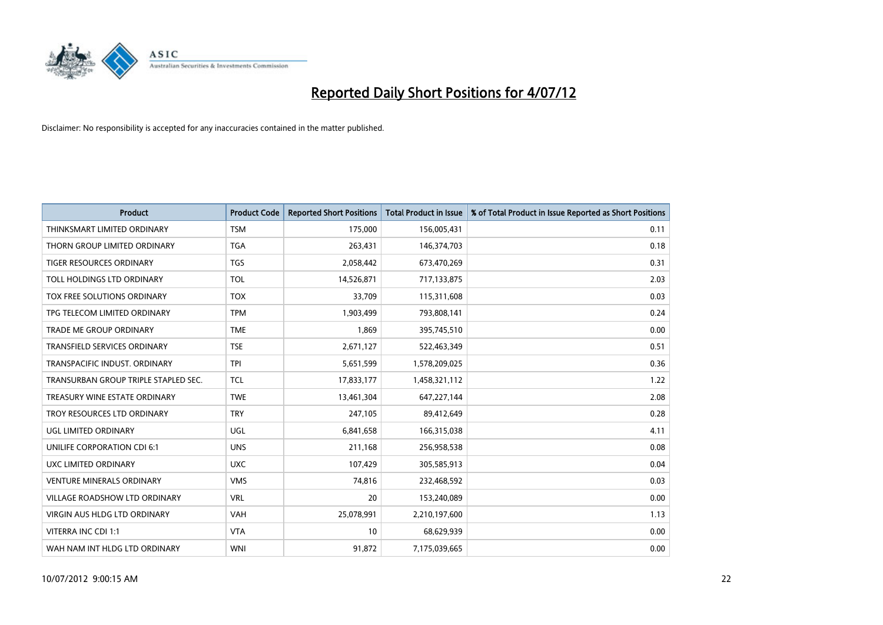# Reported Daily Short Positions for 4/07/12

Disclaimer: No responsibility is accepted for any inaccuracies contained in the matter published.

| Product | Product Code | Reported Short Positions | Total Product in Issue | % of Total Product in Issue Reported as Short Positions |
|---|---|---|---|---|
| THINKSMART LIMITED ORDINARY | TSM | 175,000 | 156,005,431 | 0.11 |
| THORN GROUP LIMITED ORDINARY | TGA | 263,431 | 146,374,703 | 0.18 |
| TIGER RESOURCES ORDINARY | TGS | 2,058,442 | 673,470,269 | 0.31 |
| TOLL HOLDINGS LTD ORDINARY | TOL | 14,526,871 | 717,133,875 | 2.03 |
| TOX FREE SOLUTIONS ORDINARY | TOX | 33,709 | 115,311,608 | 0.03 |
| TPG TELECOM LIMITED ORDINARY | TPM | 1,903,499 | 793,808,141 | 0.24 |
| TRADE ME GROUP ORDINARY | TME | 1,869 | 395,745,510 | 0.00 |
| TRANSFIELD SERVICES ORDINARY | TSE | 2,671,127 | 522,463,349 | 0.51 |
| TRANSPACIFIC INDUST. ORDINARY | TPI | 5,651,599 | 1,578,209,025 | 0.36 |
| TRANSURBAN GROUP TRIPLE STAPLED SEC. | TCL | 17,833,177 | 1,458,321,112 | 1.22 |
| TREASURY WINE ESTATE ORDINARY | TWE | 13,461,304 | 647,227,144 | 2.08 |
| TROY RESOURCES LTD ORDINARY | TRY | 247,105 | 89,412,649 | 0.28 |
| UGL LIMITED ORDINARY | UGL | 6,841,658 | 166,315,038 | 4.11 |
| UNILIFE CORPORATION CDI 6:1 | UNS | 211,168 | 256,958,538 | 0.08 |
| UXC LIMITED ORDINARY | UXC | 107,429 | 305,585,913 | 0.04 |
| VENTURE MINERALS ORDINARY | VMS | 74,816 | 232,468,592 | 0.03 |
| VILLAGE ROADSHOW LTD ORDINARY | VRL | 20 | 153,240,089 | 0.00 |
| VIRGIN AUS HLDG LTD ORDINARY | VAH | 25,078,991 | 2,210,197,600 | 1.13 |
| VITERRA INC CDI 1:1 | VTA | 10 | 68,629,939 | 0.00 |
| WAH NAM INT HLDG LTD ORDINARY | WNI | 91,872 | 7,175,039,665 | 0.00 |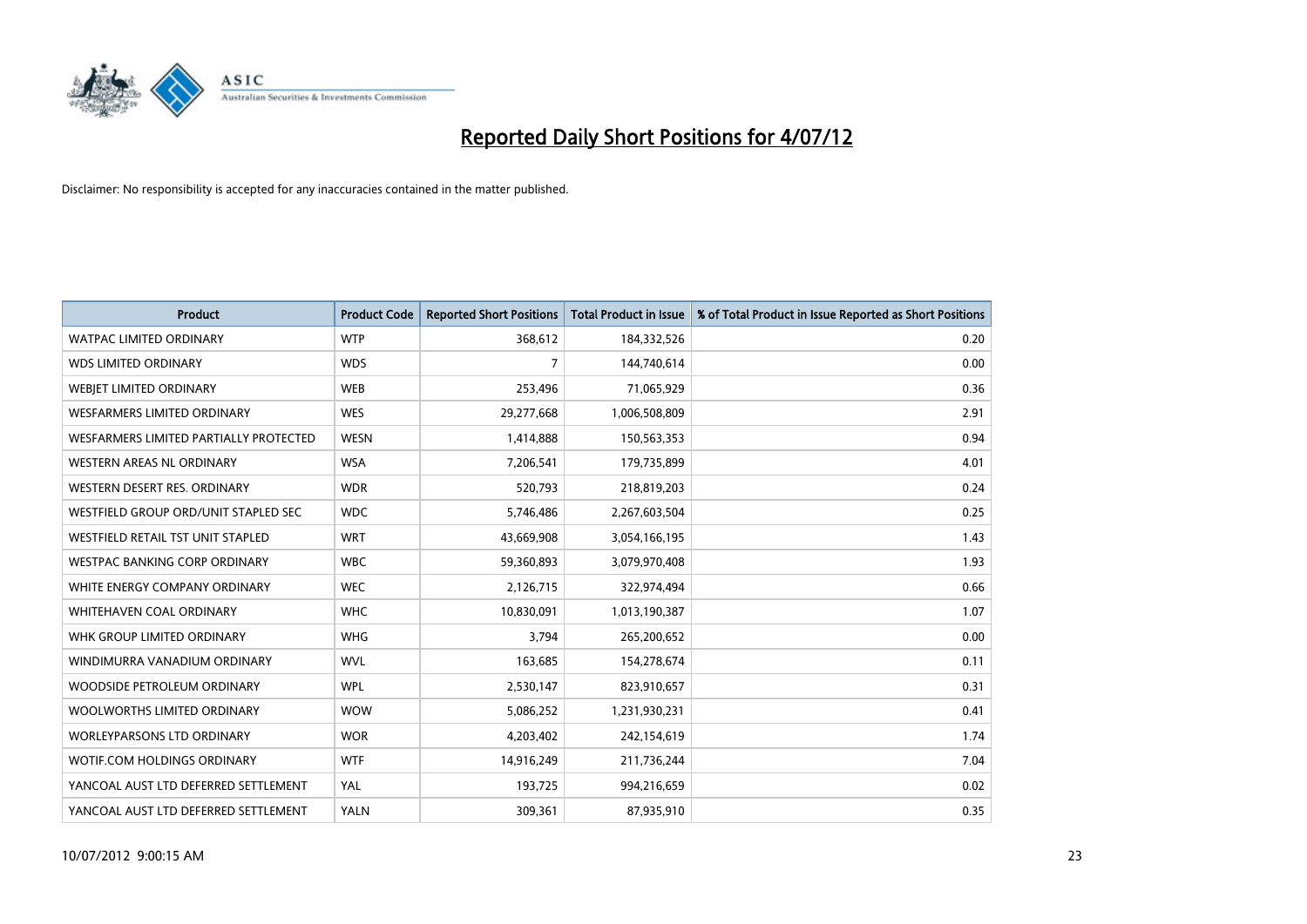# Reported Daily Short Positions for 4/07/12

Disclaimer: No responsibility is accepted for any inaccuracies contained in the matter published.

| Product | Product Code | Reported Short Positions | Total Product in Issue | % of Total Product in Issue Reported as Short Positions |
|---|---|---|---|---|
| WATPAC LIMITED ORDINARY | WTP | 368,612 | 184,332,526 | 0.20 |
| WDS LIMITED ORDINARY | WDS | 7 | 144,740,614 | 0.00 |
| WEBJET LIMITED ORDINARY | WEB | 253,496 | 71,065,929 | 0.36 |
| WESFARMERS LIMITED ORDINARY | WES | 29,277,668 | 1,006,508,809 | 2.91 |
| WESFARMERS LIMITED PARTIALLY PROTECTED | WESN | 1,414,888 | 150,563,353 | 0.94 |
| WESTERN AREAS NL ORDINARY | WSA | 7,206,541 | 179,735,899 | 4.01 |
| WESTERN DESERT RES. ORDINARY | WDR | 520,793 | 218,819,203 | 0.24 |
| WESTFIELD GROUP ORD/UNIT STAPLED SEC | WDC | 5,746,486 | 2,267,603,504 | 0.25 |
| WESTFIELD RETAIL TST UNIT STAPLED | WRT | 43,669,908 | 3,054,166,195 | 1.43 |
| WESTPAC BANKING CORP ORDINARY | WBC | 59,360,893 | 3,079,970,408 | 1.93 |
| WHITE ENERGY COMPANY ORDINARY | WEC | 2,126,715 | 322,974,494 | 0.66 |
| WHITEHAVEN COAL ORDINARY | WHC | 10,830,091 | 1,013,190,387 | 1.07 |
| WHK GROUP LIMITED ORDINARY | WHG | 3,794 | 265,200,652 | 0.00 |
| WINDIMURRA VANADIUM ORDINARY | WVL | 163,685 | 154,278,674 | 0.11 |
| WOODSIDE PETROLEUM ORDINARY | WPL | 2,530,147 | 823,910,657 | 0.31 |
| WOOLWORTHS LIMITED ORDINARY | WOW | 5,086,252 | 1,231,930,231 | 0.41 |
| WORLEYPARSONS LTD ORDINARY | WOR | 4,203,402 | 242,154,619 | 1.74 |
| WOTIF.COM HOLDINGS ORDINARY | WTF | 14,916,249 | 211,736,244 | 7.04 |
| YANCOAL AUST LTD DEFERRED SETTLEMENT | YAL | 193,725 | 994,216,659 | 0.02 |
| YANCOAL AUST LTD DEFERRED SETTLEMENT | YALN | 309,361 | 87,935,910 | 0.35 |